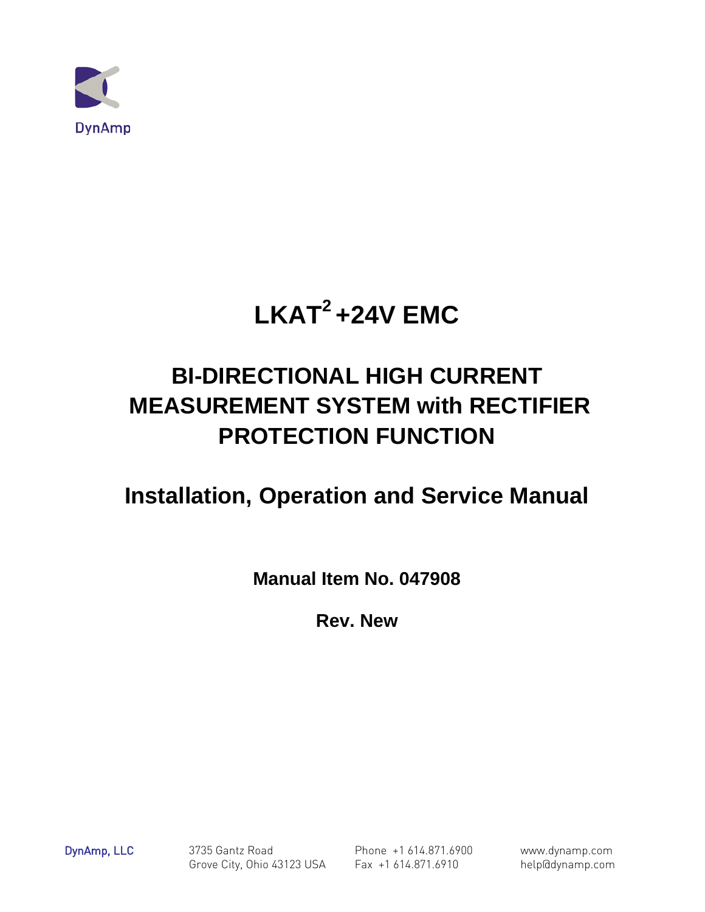DynAmp

# $LKAT^2$ +24V EMC

## BI-DIRECTIONAL HIGH CURRENT MEASUREMENT SYSTEM with RECTIFIER PROTECTION FUNCTION

## Installation, Operation and Service Manual

**Manual Item No. 047908**

**Rev. New**

DynAmp, LLC

3735 Gantz Road
Grove City, Ohio 43123 USA

Phone +1 614.871.6900
Fax +1 614.871.6910

www.dynamp.com
help@dynamp.com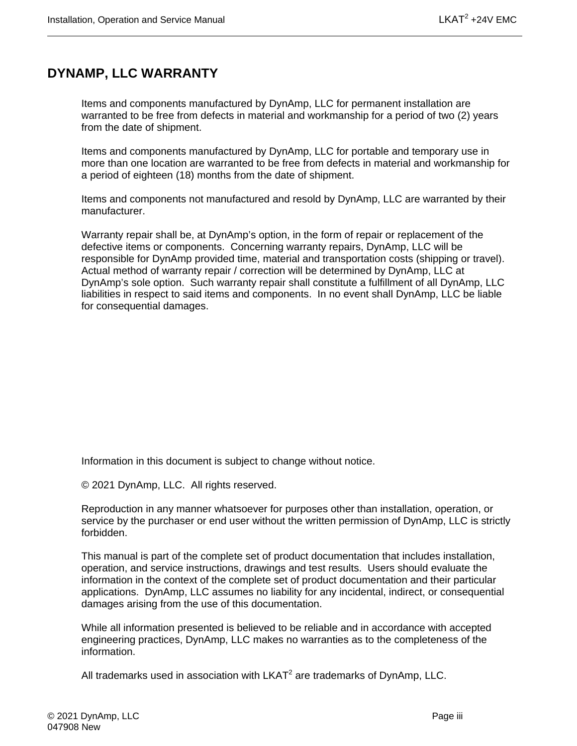# DYNAMP, LLC WARRANTY

Items and components manufactured by DynAmp, LLC for permanent installation are warranted to be free from defects in material and workmanship for a period of two (2) years from the date of shipment.

Items and components manufactured by DynAmp, LLC for portable and temporary use in more than one location are warranted to be free from defects in material and workmanship for a period of eighteen (18) months from the date of shipment.

Items and components not manufactured and resold by DynAmp, LLC are warranted by their manufacturer.

Warranty repair shall be, at DynAmp's option, in the form of repair or replacement of the defective items or components. Concerning warranty repairs, DynAmp, LLC will be responsible for DynAmp provided time, material and transportation costs (shipping or travel). Actual method of warranty repair / correction will be determined by DynAmp, LLC at DynAmp's sole option. Such warranty repair shall constitute a fulfillment of all DynAmp, LLC liabilities in respect to said items and components. In no event shall DynAmp, LLC be liable for consequential damages.

Information in this document is subject to change without notice.

© 2021 DynAmp, LLC. All rights reserved.

Reproduction in any manner whatsoever for purposes other than installation, operation, or service by the purchaser or end user without the written permission of DynAmp, LLC is strictly forbidden.

This manual is part of the complete set of product documentation that includes installation, operation, and service instructions, drawings and test results. Users should evaluate the information in the context of the complete set of product documentation and their particular applications. DynAmp, LLC assumes no liability for any incidental, indirect, or consequential damages arising from the use of this documentation.

While all information presented is believed to be reliable and in accordance with accepted engineering practices, DynAmp, LLC makes no warranties as to the completeness of the information.

All trademarks used in association with LKAT² are trademarks of DynAmp, LLC.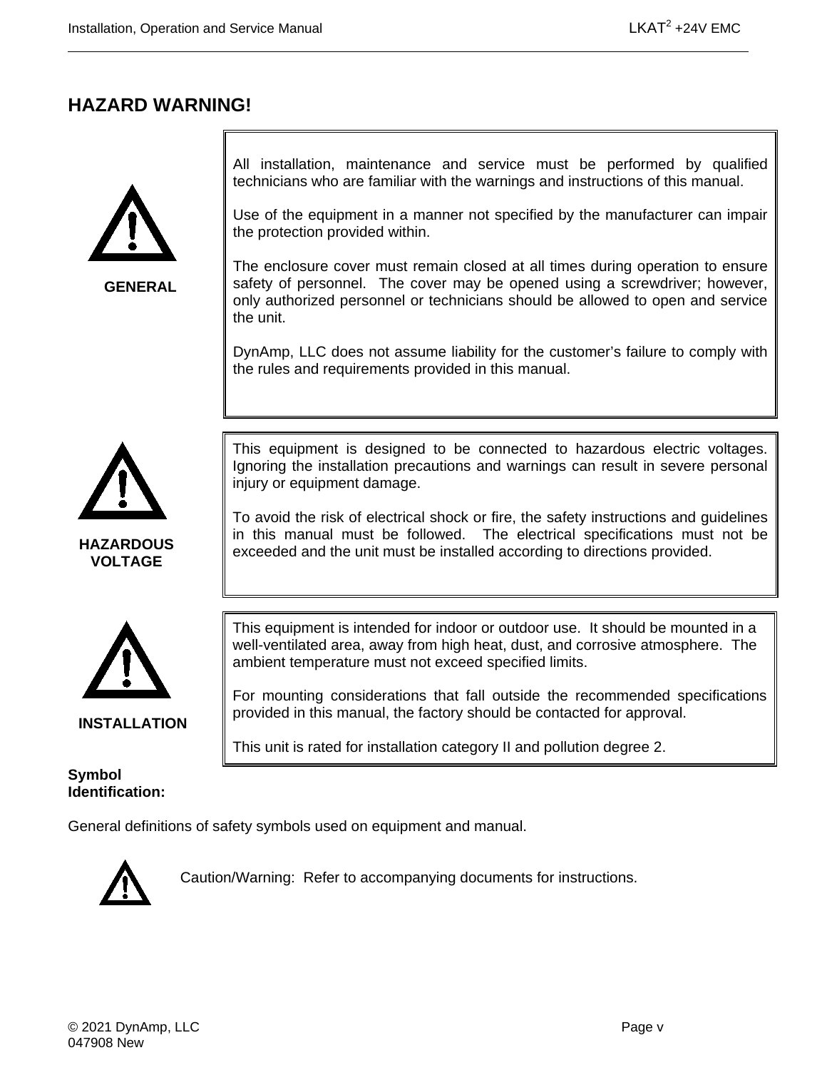## HAZARD WARNING!

**GENERAL**

All installation, maintenance and service must be performed by qualified technicians who are familiar with the warnings and instructions of this manual.

Use of the equipment in a manner not specified by the manufacturer can impair the protection provided within.

The enclosure cover must remain closed at all times during operation to ensure safety of personnel. The cover may be opened using a screwdriver; however, only authorized personnel or technicians should be allowed to open and service the unit.

DynAmp, LLC does not assume liability for the customer's failure to comply with the rules and requirements provided in this manual.

**HAZARDOUS VOLTAGE**

This equipment is designed to be connected to hazardous electric voltages. Ignoring the installation precautions and warnings can result in severe personal injury or equipment damage.

To avoid the risk of electrical shock or fire, the safety instructions and guidelines in this manual must be followed. The electrical specifications must not be exceeded and the unit must be installed according to directions provided.

**INSTALLATION**

This equipment is intended for indoor or outdoor use. It should be mounted in a well-ventilated area, away from high heat, dust, and corrosive atmosphere. The ambient temperature must not exceed specified limits.

For mounting considerations that fall outside the recommended specifications provided in this manual, the factory should be contacted for approval.

This unit is rated for installation category II and pollution degree 2.

**Symbol Identification:**

General definitions of safety symbols used on equipment and manual.

Caution/Warning: Refer to accompanying documents for instructions.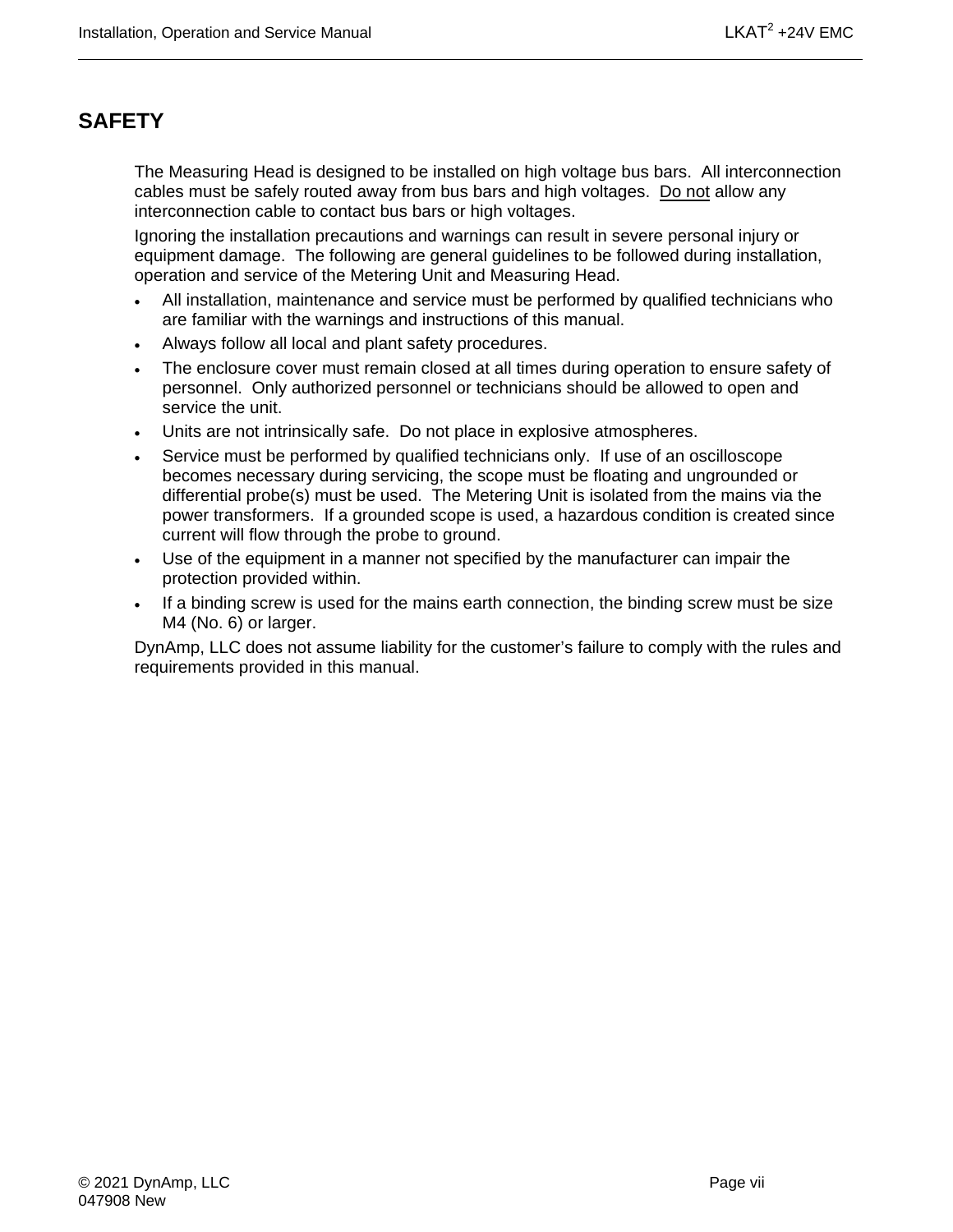# SAFETY

The Measuring Head is designed to be installed on high voltage bus bars. All interconnection cables must be safely routed away from bus bars and high voltages. Do not allow any interconnection cable to contact bus bars or high voltages.

Ignoring the installation precautions and warnings can result in severe personal injury or equipment damage. The following are general guidelines to be followed during installation, operation and service of the Metering Unit and Measuring Head.

- All installation, maintenance and service must be performed by qualified technicians who are familiar with the warnings and instructions of this manual.
- Always follow all local and plant safety procedures.
- The enclosure cover must remain closed at all times during operation to ensure safety of personnel. Only authorized personnel or technicians should be allowed to open and service the unit.
- Units are not intrinsically safe. Do not place in explosive atmospheres.
- Service must be performed by qualified technicians only. If use of an oscilloscope becomes necessary during servicing, the scope must be floating and ungrounded or differential probe(s) must be used. The Metering Unit is isolated from the mains via the power transformers. If a grounded scope is used, a hazardous condition is created since current will flow through the probe to ground.
- Use of the equipment in a manner not specified by the manufacturer can impair the protection provided within.
- If a binding screw is used for the mains earth connection, the binding screw must be size M4 (No. 6) or larger.

DynAmp, LLC does not assume liability for the customer's failure to comply with the rules and requirements provided in this manual.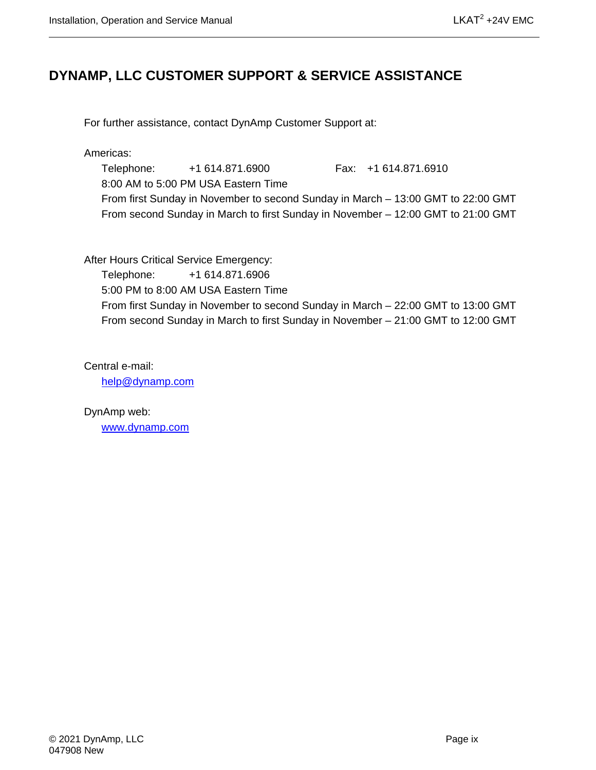# DYNAMP, LLC CUSTOMER SUPPORT & SERVICE ASSISTANCE

For further assistance, contact DynAmp Customer Support at:

Americas:

Telephone: +1 614.871.6900 Fax: +1 614.871.6910

8:00 AM to 5:00 PM USA Eastern Time

From first Sunday in November to second Sunday in March – 13:00 GMT to 22:00 GMT

From second Sunday in March to first Sunday in November – 12:00 GMT to 21:00 GMT

After Hours Critical Service Emergency:

Telephone: +1 614.871.6906

5:00 PM to 8:00 AM USA Eastern Time

From first Sunday in November to second Sunday in March – 22:00 GMT to 13:00 GMT

From second Sunday in March to first Sunday in November – 21:00 GMT to 12:00 GMT

Central e-mail:

help@dynamp.com

DynAmp web:

www.dynamp.com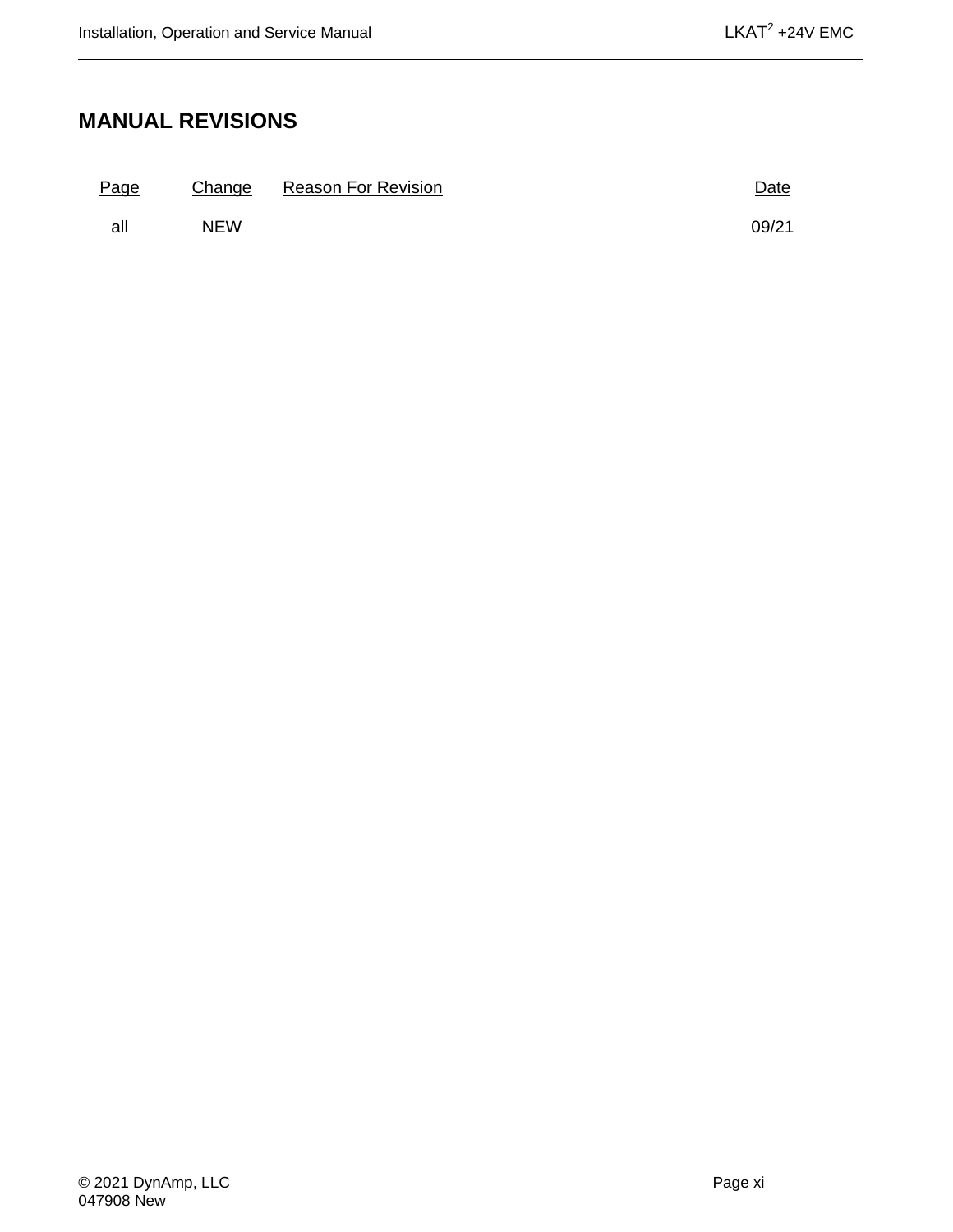# MANUAL REVISIONS

| Page | Change | Reason For Revision | Date |
| --- | --- | --- | --- |
| all | NEW | | 09/21 |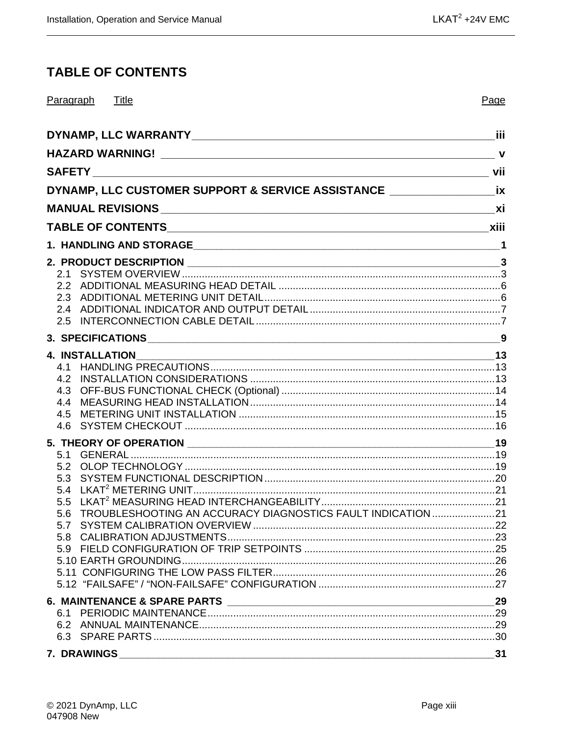# TABLE OF CONTENTS

| Paragraph | Title | Page |
|---|---|---|
| | **DYNAMP, LLC WARRANTY** | **iii** |
| | **HAZARD WARNING!** | **v** |
| | **SAFETY** | **vii** |
| | **DYNAMP, LLC CUSTOMER SUPPORT & SERVICE ASSISTANCE** | **ix** |
| | **MANUAL REVISIONS** | **xi** |
| | **TABLE OF CONTENTS** | **xiii** |
| **1.** | **HANDLING AND STORAGE** | **1** |
| **2.** | **PRODUCT DESCRIPTION** | **3** |
| 2.1 | SYSTEM OVERVIEW | 3 |
| 2.2 | ADDITIONAL MEASURING HEAD DETAIL | 6 |
| 2.3 | ADDITIONAL METERING UNIT DETAIL | 6 |
| 2.4 | ADDITIONAL INDICATOR AND OUTPUT DETAIL | 7 |
| 2.5 | INTERCONNECTION CABLE DETAIL | 7 |
| **3.** | **SPECIFICATIONS** | **9** |
| **4.** | **INSTALLATION** | **13** |
| 4.1 | HANDLING PRECAUTIONS | 13 |
| 4.2 | INSTALLATION CONSIDERATIONS | 13 |
| 4.3 | OFF-BUS FUNCTIONAL CHECK (Optional) | 14 |
| 4.4 | MEASURING HEAD INSTALLATION | 14 |
| 4.5 | METERING UNIT INSTALLATION | 15 |
| 4.6 | SYSTEM CHECKOUT | 16 |
| **5.** | **THEORY OF OPERATION** | **19** |
| 5.1 | GENERAL | 19 |
| 5.2 | OLOP TECHNOLOGY | 19 |
| 5.3 | SYSTEM FUNCTIONAL DESCRIPTION | 20 |
| 5.4 | LKAT[2] METERING UNIT | 21 |
| 5.5 | LKAT[2] MEASURING HEAD INTERCHANGEABILITY | 21 |
| 5.6 | TROUBLESHOOTING AN ACCURACY DIAGNOSTICS FAULT INDICATION | 21 |
| 5.7 | SYSTEM CALIBRATION OVERVIEW | 22 |
| 5.8 | CALIBRATION ADJUSTMENTS | 23 |
| 5.9 | FIELD CONFIGURATION OF TRIP SETPOINTS | 25 |
| 5.10 | EARTH GROUNDING | 26 |
| 5.11 | CONFIGURING THE LOW PASS FILTER | 26 |
| 5.12 | "FAILSAFE" / "NON-FAILSAFE" CONFIGURATION | 27 |
| **6.** | **MAINTENANCE & SPARE PARTS** | **29** |
| 6.1 | PERIODIC MAINTENANCE | 29 |
| 6.2 | ANNUAL MAINTENANCE | 29 |
| 6.3 | SPARE PARTS | 30 |
| **7.** | **DRAWINGS** | **31** |

© 2021 DynAmp, LLC
047908 New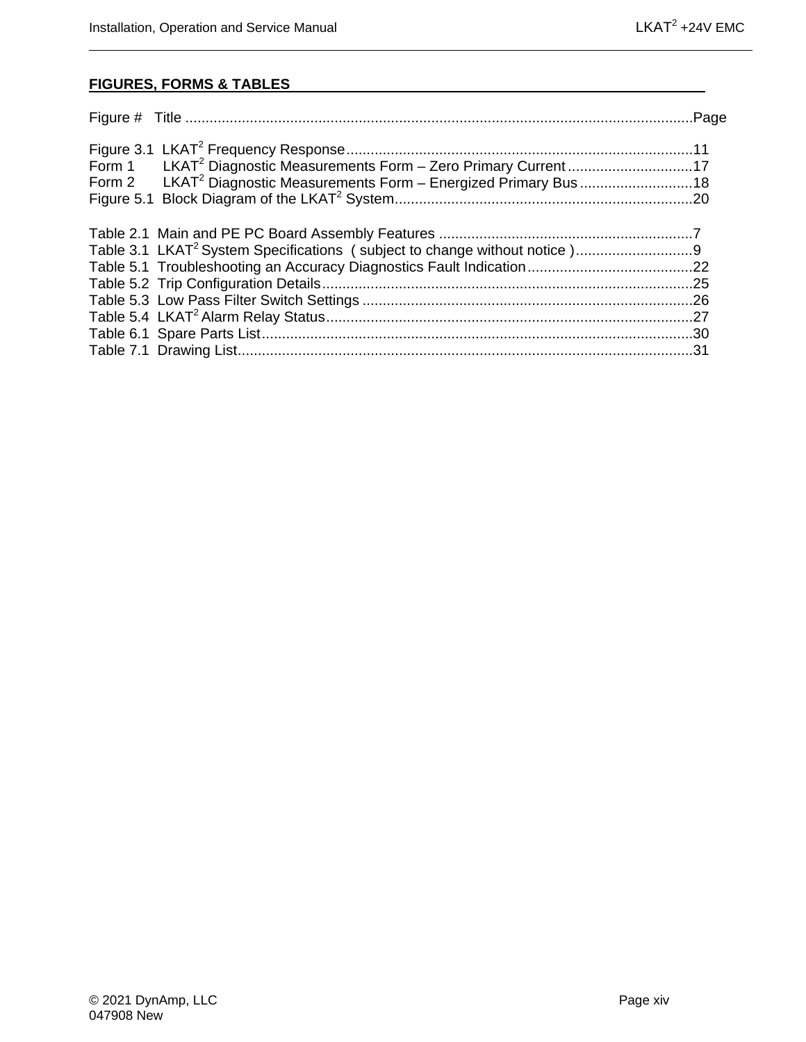## FIGURES, FORMS & TABLES

Figure # Title ............................................................................................................................Page

Figure 3.1 LKAT$^2$ Frequency Response.....................................................................................11
Form 1 LKAT$^2$ Diagnostic Measurements Form – Zero Primary Current...............................17
Form 2 LKAT$^2$ Diagnostic Measurements Form – Energized Primary Bus............................18
Figure 5.1 Block Diagram of the LKAT$^2$ System.........................................................................20

Table 2.1 Main and PE PC Board Assembly Features ..............................................................7
Table 3.1 LKAT$^2$ System Specifications ( subject to change without notice )............................9
Table 5.1 Troubleshooting an Accuracy Diagnostics Fault Indication.........................................22
Table 5.2 Trip Configuration Details...........................................................................................25
Table 5.3 Low Pass Filter Switch Settings .................................................................................26
Table 5.4 LKAT$^2$ Alarm Relay Status..........................................................................................27
Table 6.1 Spare Parts List..........................................................................................................30
Table 7.1 Drawing List................................................................................................................31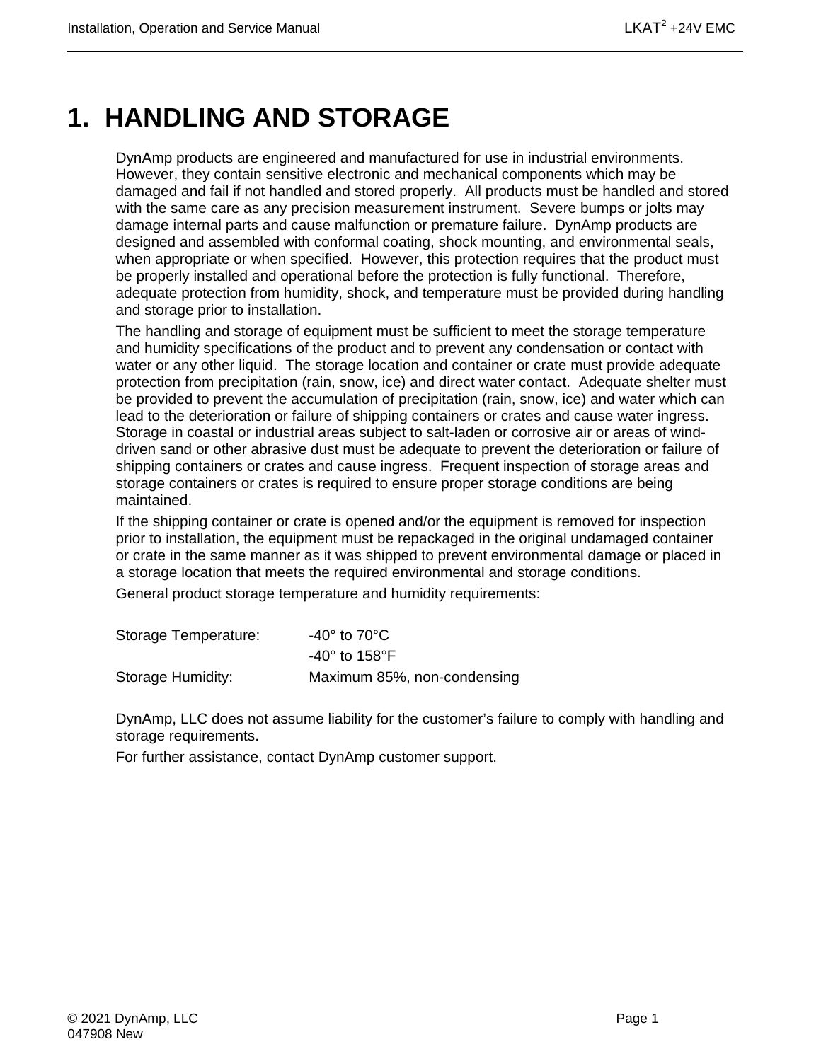# 1. HANDLING AND STORAGE

DynAmp products are engineered and manufactured for use in industrial environments. However, they contain sensitive electronic and mechanical components which may be damaged and fail if not handled and stored properly. All products must be handled and stored with the same care as any precision measurement instrument. Severe bumps or jolts may damage internal parts and cause malfunction or premature failure. DynAmp products are designed and assembled with conformal coating, shock mounting, and environmental seals, when appropriate or when specified. However, this protection requires that the product must be properly installed and operational before the protection is fully functional. Therefore, adequate protection from humidity, shock, and temperature must be provided during handling and storage prior to installation.

The handling and storage of equipment must be sufficient to meet the storage temperature and humidity specifications of the product and to prevent any condensation or contact with water or any other liquid. The storage location and container or crate must provide adequate protection from precipitation (rain, snow, ice) and direct water contact. Adequate shelter must be provided to prevent the accumulation of precipitation (rain, snow, ice) and water which can lead to the deterioration or failure of shipping containers or crates and cause water ingress. Storage in coastal or industrial areas subject to salt-laden or corrosive air or areas of wind-driven sand or other abrasive dust must be adequate to prevent the deterioration or failure of shipping containers or crates and cause ingress. Frequent inspection of storage areas and storage containers or crates is required to ensure proper storage conditions are being maintained.

If the shipping container or crate is opened and/or the equipment is removed for inspection prior to installation, the equipment must be repackaged in the original undamaged container or crate in the same manner as it was shipped to prevent environmental damage or placed in a storage location that meets the required environmental and storage conditions.

General product storage temperature and humidity requirements:

| | |
|---|---|
| Storage Temperature: | -40° to 70°C |
| | -40° to 158°F |
| Storage Humidity: | Maximum 85%, non-condensing |

DynAmp, LLC does not assume liability for the customer's failure to comply with handling and storage requirements.

For further assistance, contact DynAmp customer support.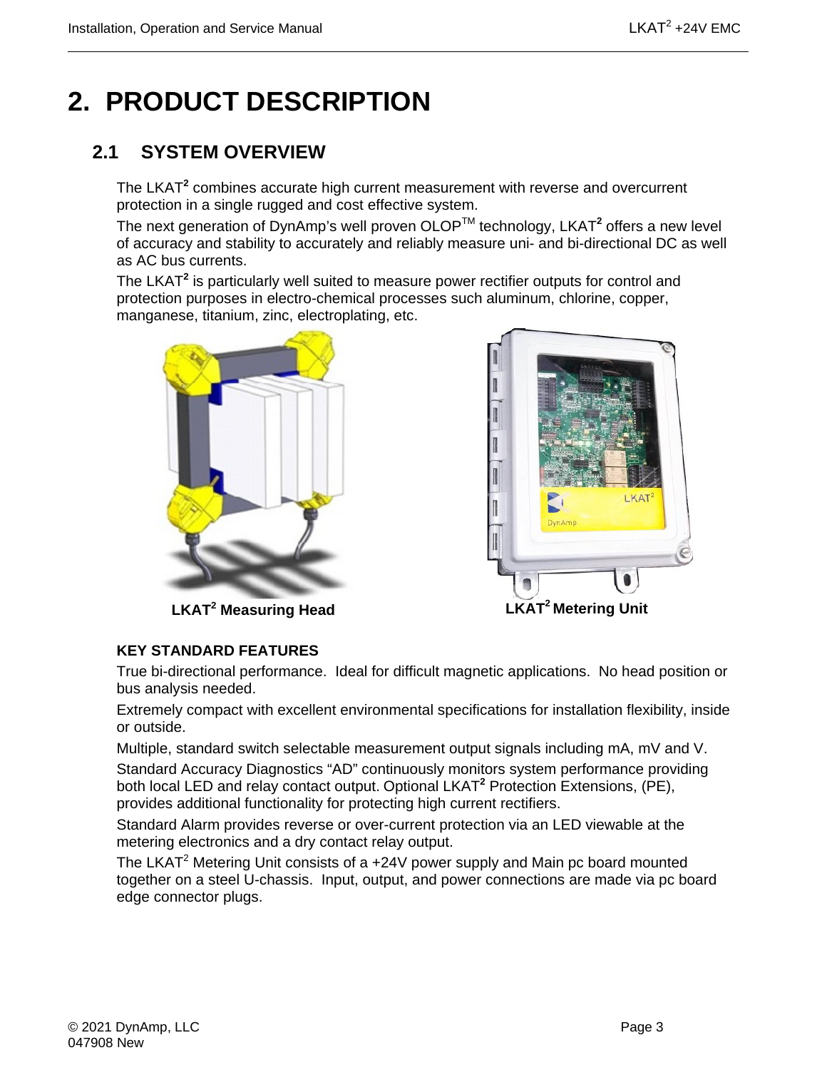# 2. PRODUCT DESCRIPTION

## 2.1 SYSTEM OVERVIEW

The LKAT$^2$ combines accurate high current measurement with reverse and overcurrent protection in a single rugged and cost effective system.

The next generation of DynAmp's well proven OLOP$^{TM}$ technology, LKAT$^2$ offers a new level of accuracy and stability to accurately and reliably measure uni- and bi-directional DC as well as AC bus currents.

The LKAT$^2$ is particularly well suited to measure power rectifier outputs for control and protection purposes in electro-chemical processes such aluminum, chlorine, copper, manganese, titanium, zinc, electroplating, etc.

**LKAT$^2$ Measuring Head** **LKAT$^2$ Metering Unit**

**KEY STANDARD FEATURES**

True bi-directional performance. Ideal for difficult magnetic applications. No head position or bus analysis needed.

Extremely compact with excellent environmental specifications for installation flexibility, inside or outside.

Multiple, standard switch selectable measurement output signals including mA, mV and V.

Standard Accuracy Diagnostics "AD" continuously monitors system performance providing both local LED and relay contact output. Optional LKAT$^2$ Protection Extensions, (PE), provides additional functionality for protecting high current rectifiers.

Standard Alarm provides reverse or over-current protection via an LED viewable at the metering electronics and a dry contact relay output.

The LKAT$^2$ Metering Unit consists of a +24V power supply and Main pc board mounted together on a steel U-chassis. Input, output, and power connections are made via pc board edge connector plugs.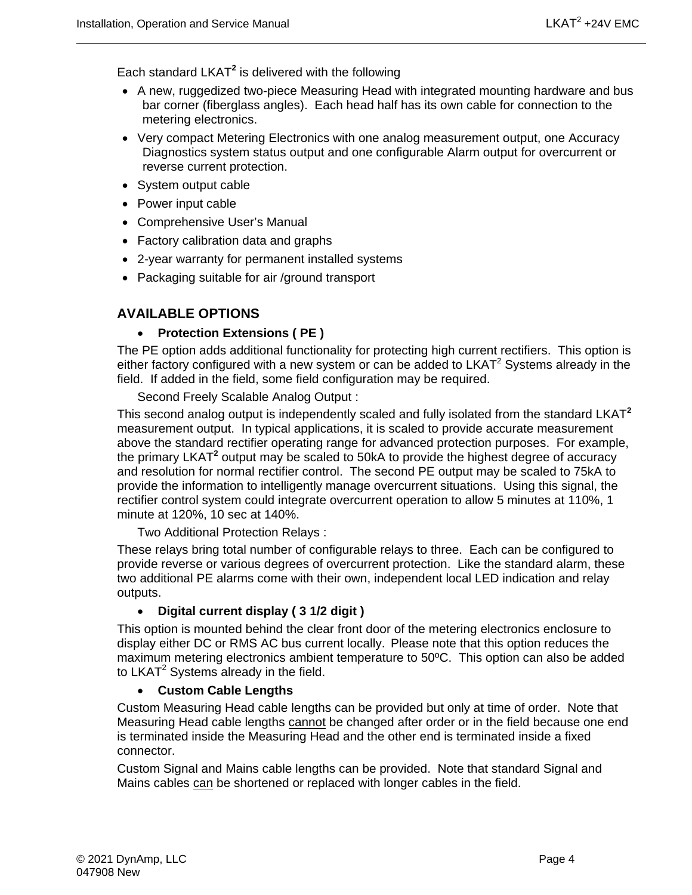Each standard LKAT$^2$ is delivered with the following

- A new, ruggedized two-piece Measuring Head with integrated mounting hardware and bus bar corner (fiberglass angles). Each head half has its own cable for connection to the metering electronics.
- Very compact Metering Electronics with one analog measurement output, one Accuracy Diagnostics system status output and one configurable Alarm output for overcurrent or reverse current protection.
- System output cable
- Power input cable
- Comprehensive User's Manual
- Factory calibration data and graphs
- 2-year warranty for permanent installed systems
- Packaging suitable for air /ground transport

## AVAILABLE OPTIONS

- **Protection Extensions ( PE )**

The PE option adds additional functionality for protecting high current rectifiers. This option is either factory configured with a new system or can be added to LKAT$^2$ Systems already in the field. If added in the field, some field configuration may be required.

Second Freely Scalable Analog Output :

This second analog output is independently scaled and fully isolated from the standard LKAT$^2$ measurement output. In typical applications, it is scaled to provide accurate measurement above the standard rectifier operating range for advanced protection purposes. For example, the primary LKAT$^2$ output may be scaled to 50kA to provide the highest degree of accuracy and resolution for normal rectifier control. The second PE output may be scaled to 75kA to provide the information to intelligently manage overcurrent situations. Using this signal, the rectifier control system could integrate overcurrent operation to allow 5 minutes at 110%, 1 minute at 120%, 10 sec at 140%.

Two Additional Protection Relays :

These relays bring total number of configurable relays to three. Each can be configured to provide reverse or various degrees of overcurrent protection. Like the standard alarm, these two additional PE alarms come with their own, independent local LED indication and relay outputs.

- **Digital current display ( 3 1/2 digit )**

This option is mounted behind the clear front door of the metering electronics enclosure to display either DC or RMS AC bus current locally. Please note that this option reduces the maximum metering electronics ambient temperature to 50ºC. This option can also be added to LKAT$^2$ Systems already in the field.

- **Custom Cable Lengths**

Custom Measuring Head cable lengths can be provided but only at time of order. Note that Measuring Head cable lengths <u>cannot</u> be changed after order or in the field because one end is terminated inside the Measuring Head and the other end is terminated inside a fixed connector.

Custom Signal and Mains cable lengths can be provided. Note that standard Signal and Mains cables <u>can</u> be shortened or replaced with longer cables in the field.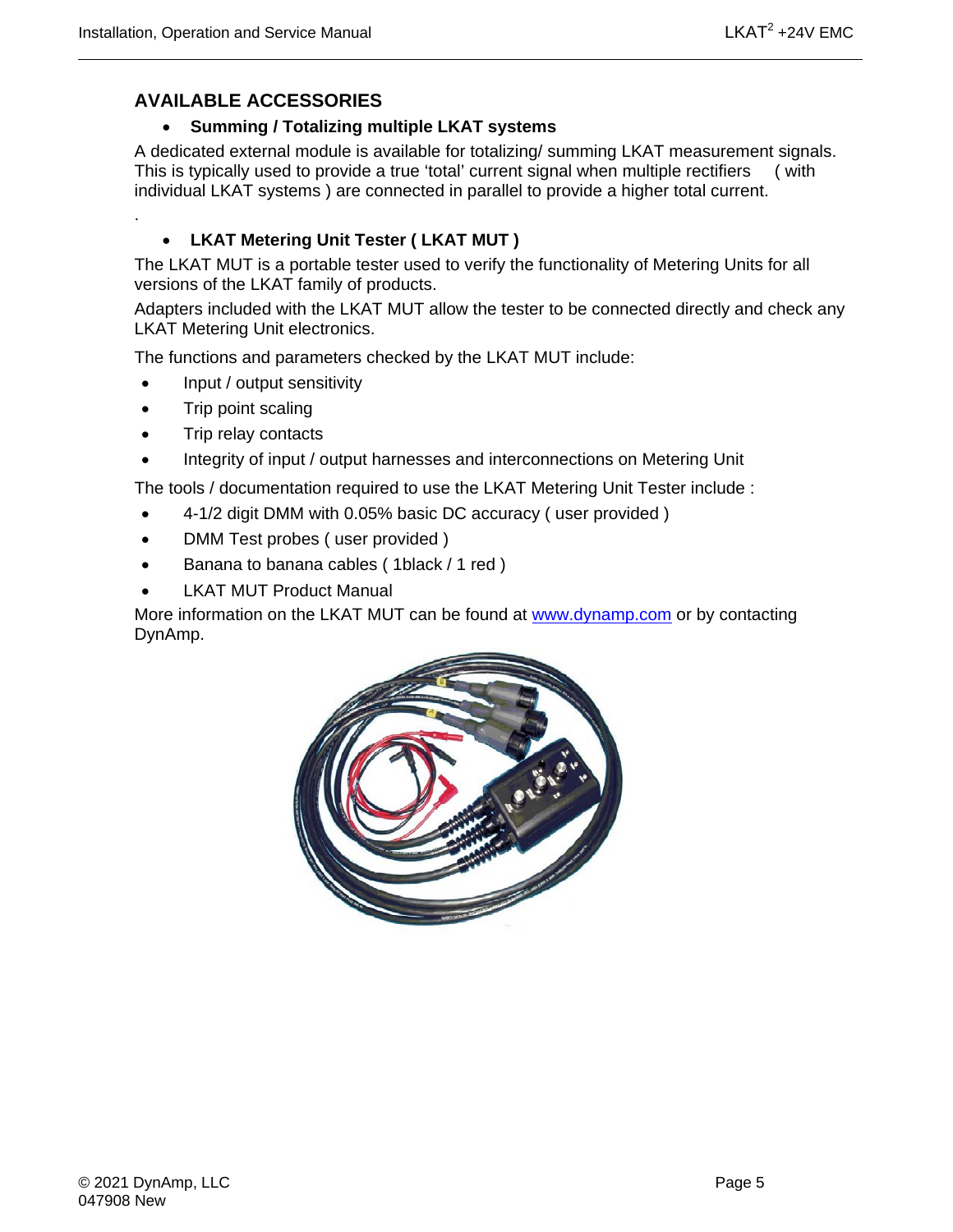## AVAILABLE ACCESSORIES

- **Summing / Totalizing multiple LKAT systems**

A dedicated external module is available for totalizing/ summing LKAT measurement signals. This is typically used to provide a true 'total' current signal when multiple rectifiers ( with individual LKAT systems ) are connected in parallel to provide a higher total current.

.

- **LKAT Metering Unit Tester ( LKAT MUT )**

The LKAT MUT is a portable tester used to verify the functionality of Metering Units for all versions of the LKAT family of products.

Adapters included with the LKAT MUT allow the tester to be connected directly and check any LKAT Metering Unit electronics.

The functions and parameters checked by the LKAT MUT include:

- Input / output sensitivity
- Trip point scaling
- Trip relay contacts
- Integrity of input / output harnesses and interconnections on Metering Unit

The tools / documentation required to use the LKAT Metering Unit Tester include :

- 4-1/2 digit DMM with 0.05% basic DC accuracy ( user provided )
- DMM Test probes ( user provided )
- Banana to banana cables ( 1black / 1 red )
- LKAT MUT Product Manual

More information on the LKAT MUT can be found at www.dynamp.com or by contacting DynAmp.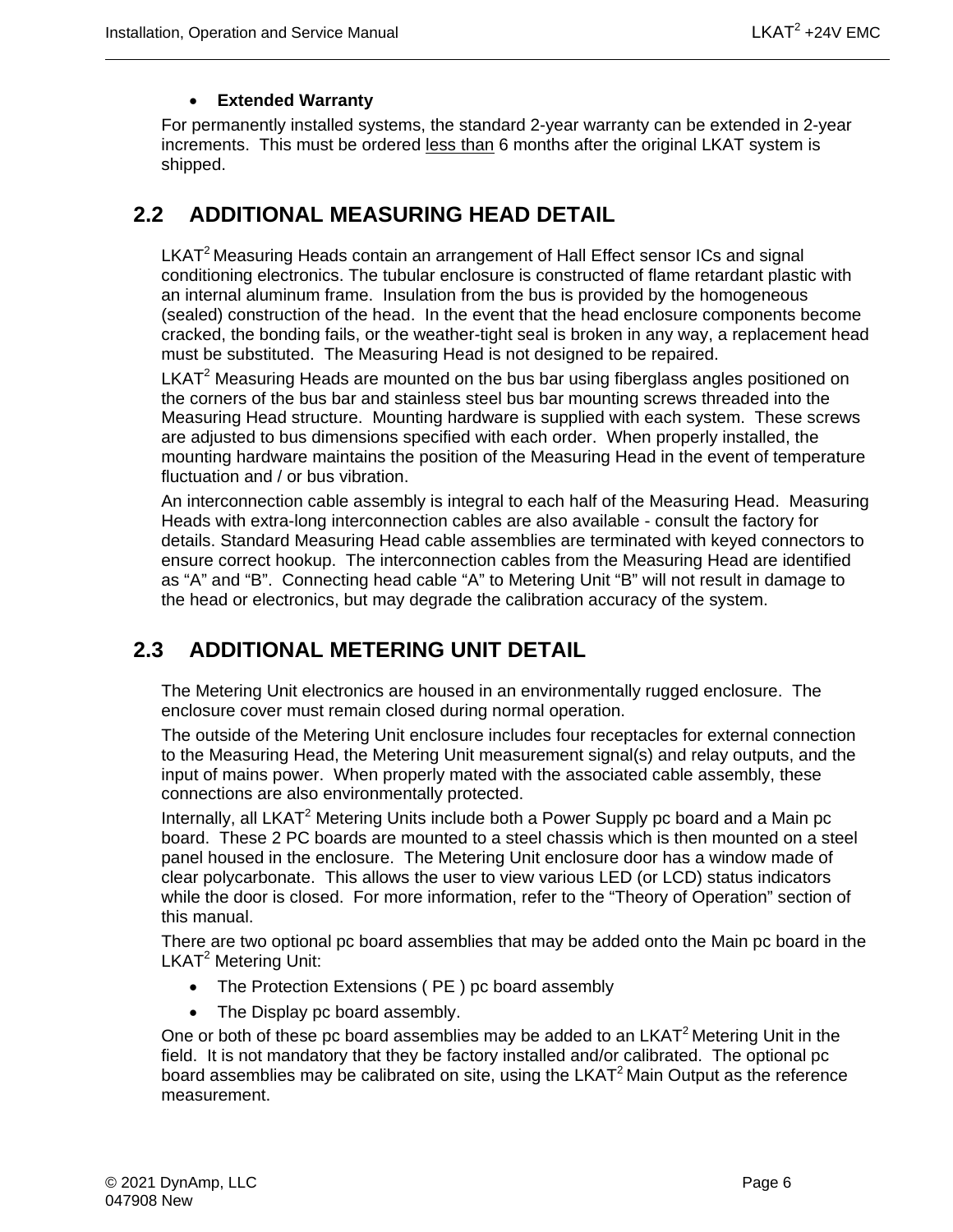- **Extended Warranty**

For permanently installed systems, the standard 2-year warranty can be extended in 2-year increments. This must be ordered <u>less than</u> 6 months after the original LKAT system is shipped.

## 2.2 ADDITIONAL MEASURING HEAD DETAIL

LKAT$^2$ Measuring Heads contain an arrangement of Hall Effect sensor ICs and signal conditioning electronics. The tubular enclosure is constructed of flame retardant plastic with an internal aluminum frame. Insulation from the bus is provided by the homogeneous (sealed) construction of the head. In the event that the head enclosure components become cracked, the bonding fails, or the weather-tight seal is broken in any way, a replacement head must be substituted. The Measuring Head is not designed to be repaired.

LKAT$^2$ Measuring Heads are mounted on the bus bar using fiberglass angles positioned on the corners of the bus bar and stainless steel bus bar mounting screws threaded into the Measuring Head structure. Mounting hardware is supplied with each system. These screws are adjusted to bus dimensions specified with each order. When properly installed, the mounting hardware maintains the position of the Measuring Head in the event of temperature fluctuation and / or bus vibration.

An interconnection cable assembly is integral to each half of the Measuring Head. Measuring Heads with extra-long interconnection cables are also available - consult the factory for details. Standard Measuring Head cable assemblies are terminated with keyed connectors to ensure correct hookup. The interconnection cables from the Measuring Head are identified as “A” and “B”. Connecting head cable “A” to Metering Unit “B” will not result in damage to the head or electronics, but may degrade the calibration accuracy of the system.

## 2.3 ADDITIONAL METERING UNIT DETAIL

The Metering Unit electronics are housed in an environmentally rugged enclosure. The enclosure cover must remain closed during normal operation.

The outside of the Metering Unit enclosure includes four receptacles for external connection to the Measuring Head, the Metering Unit measurement signal(s) and relay outputs, and the input of mains power. When properly mated with the associated cable assembly, these connections are also environmentally protected.

Internally, all LKAT$^2$ Metering Units include both a Power Supply pc board and a Main pc board. These 2 PC boards are mounted to a steel chassis which is then mounted on a steel panel housed in the enclosure. The Metering Unit enclosure door has a window made of clear polycarbonate. This allows the user to view various LED (or LCD) status indicators while the door is closed. For more information, refer to the “Theory of Operation” section of this manual.

There are two optional pc board assemblies that may be added onto the Main pc board in the LKAT$^2$ Metering Unit:

- The Protection Extensions ( PE ) pc board assembly
- The Display pc board assembly.

One or both of these pc board assemblies may be added to an LKAT$^2$ Metering Unit in the field. It is not mandatory that they be factory installed and/or calibrated. The optional pc board assemblies may be calibrated on site, using the LKAT$^2$ Main Output as the reference measurement.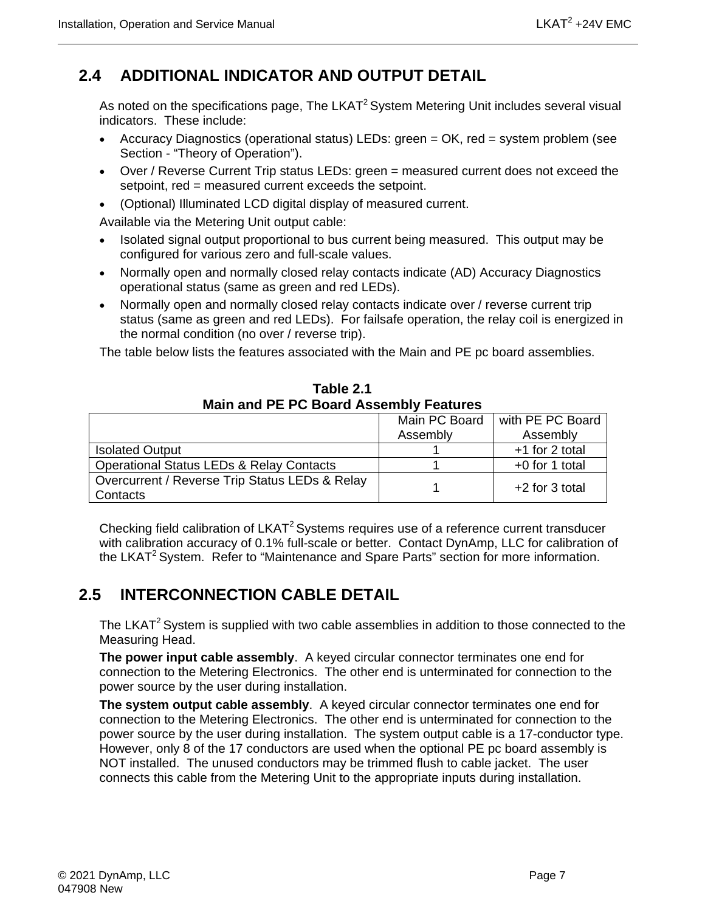## 2.4 ADDITIONAL INDICATOR AND OUTPUT DETAIL

As noted on the specifications page, The LKAT$^2$ System Metering Unit includes several visual indicators. These include:

- Accuracy Diagnostics (operational status) LEDs: green = OK, red = system problem (see Section - "Theory of Operation").
- Over / Reverse Current Trip status LEDs: green = measured current does not exceed the setpoint, red = measured current exceeds the setpoint.
- (Optional) Illuminated LCD digital display of measured current.

Available via the Metering Unit output cable:

- Isolated signal output proportional to bus current being measured. This output may be configured for various zero and full-scale values.
- Normally open and normally closed relay contacts indicate (AD) Accuracy Diagnostics operational status (same as green and red LEDs).
- Normally open and normally closed relay contacts indicate over / reverse current trip status (same as green and red LEDs). For failsafe operation, the relay coil is energized in the normal condition (no over / reverse trip).

The table below lists the features associated with the Main and PE pc board assemblies.

**Table 2.1**
**Main and PE PC Board Assembly Features**

| | Main PC Board Assembly | with PE PC Board Assembly |
|---|---|---|
| Isolated Output | 1 | +1 for 2 total |
| Operational Status LEDs & Relay Contacts | 1 | +0 for 1 total |
| Overcurrent / Reverse Trip Status LEDs & Relay Contacts | 1 | +2 for 3 total |

Checking field calibration of LKAT$^2$ Systems requires use of a reference current transducer with calibration accuracy of 0.1% full-scale or better. Contact DynAmp, LLC for calibration of the LKAT$^2$ System. Refer to "Maintenance and Spare Parts" section for more information.

## 2.5 INTERCONNECTION CABLE DETAIL

The LKAT$^2$ System is supplied with two cable assemblies in addition to those connected to the Measuring Head.

**The power input cable assembly**. A keyed circular connector terminates one end for connection to the Metering Electronics. The other end is unterminated for connection to the power source by the user during installation.

**The system output cable assembly**. A keyed circular connector terminates one end for connection to the Metering Electronics. The other end is unterminated for connection to the power source by the user during installation. The system output cable is a 17-conductor type. However, only 8 of the 17 conductors are used when the optional PE pc board assembly is NOT installed. The unused conductors may be trimmed flush to cable jacket. The user connects this cable from the Metering Unit to the appropriate inputs during installation.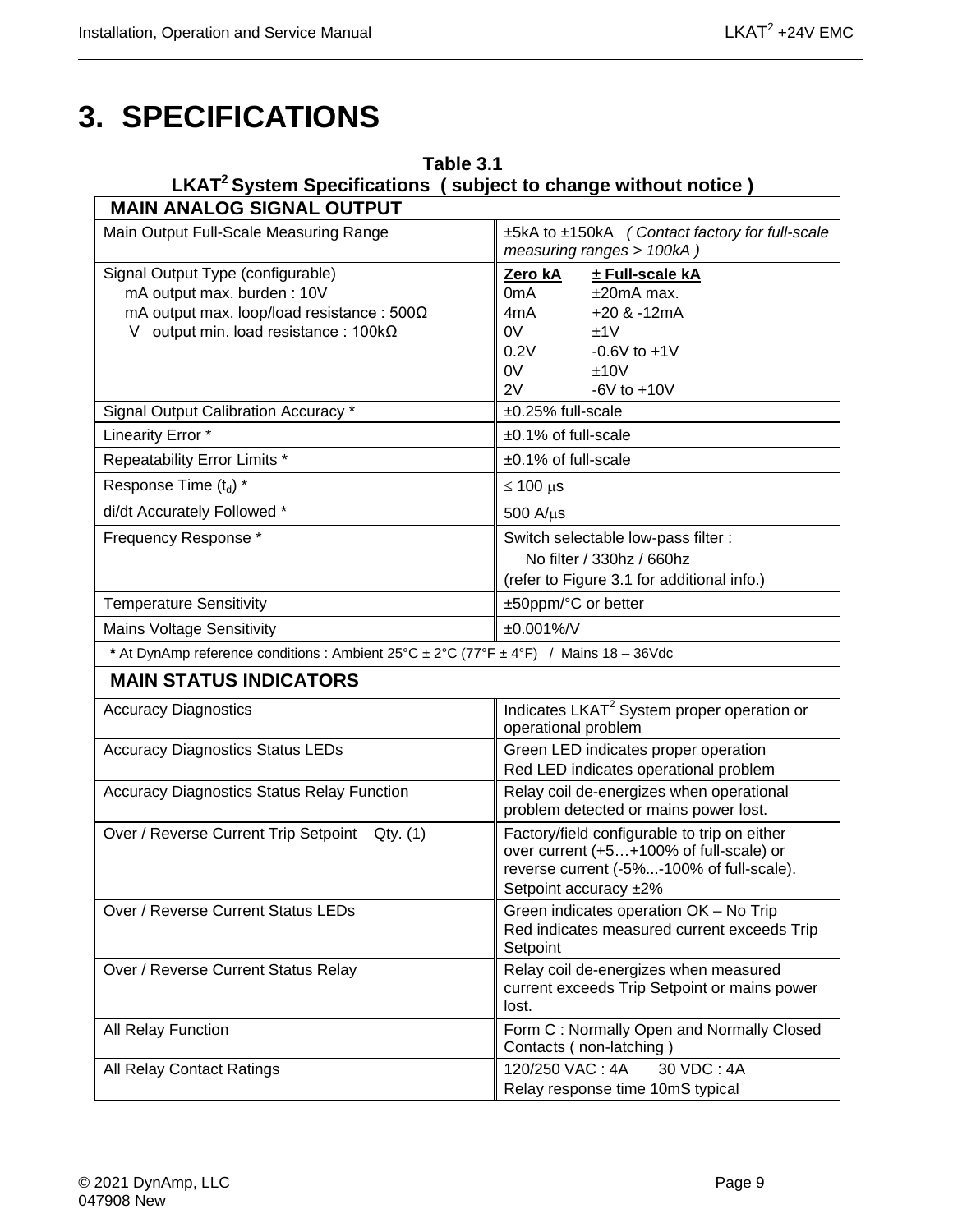# 3. SPECIFICATIONS

**Table 3.1**
**LKAT[2] System Specifications ( subject to change without notice )**

| **MAIN ANALOG SIGNAL OUTPUT** | |
|---|---|
| Main Output Full-Scale Measuring Range | ±5kA to ±150kA *( Contact factory for full-scale measuring ranges > 100kA )* |
| Signal Output Type (configurable)<br>mA output max. burden : 10V<br>mA output max. loop/load resistance : 500Ω<br>V output min. load resistance : 100kΩ | **Zero kA** / **± Full-scale kA**<br>0mA / ±20mA max.<br>4mA / +20 & -12mA<br>0V / ±1V<br>0.2V / -0.6V to +1V<br>0V / ±10V<br>2V / -6V to +10V |
| Signal Output Calibration Accuracy * | ±0.25% full-scale |
| Linearity Error * | ±0.1% of full-scale |
| Repeatability Error Limits * | ±0.1% of full-scale |
| Response Time ($t_d$) * | ≤ 100 μs |
| di/dt Accurately Followed * | 500 A/μs |
| Frequency Response * | Switch selectable low-pass filter :<br>No filter / 330hz / 660hz<br>(refer to Figure 3.1 for additional info.) |
| Temperature Sensitivity | ±50ppm/°C or better |
| Mains Voltage Sensitivity | ±0.001%/V |
| *** At DynAmp reference conditions : Ambient 25°C ± 2°C (77°F ± 4°F) / Mains 18 – 36Vdc | |
| **MAIN STATUS INDICATORS** | |
| Accuracy Diagnostics | Indicates LKAT[2] System proper operation or operational problem |
| Accuracy Diagnostics Status LEDs | Green LED indicates proper operation<br>Red LED indicates operational problem |
| Accuracy Diagnostics Status Relay Function | Relay coil de-energizes when operational problem detected or mains power lost. |
| Over / Reverse Current Trip Setpoint Qty. (1) | Factory/field configurable to trip on either over current (+5…+100% of full-scale) or reverse current (-5%...-100% of full-scale).<br>Setpoint accuracy ±2% |
| Over / Reverse Current Status LEDs | Green indicates operation OK – No Trip<br>Red indicates measured current exceeds Trip Setpoint |
| Over / Reverse Current Status Relay | Relay coil de-energizes when measured current exceeds Trip Setpoint or mains power lost. |
| All Relay Function | Form C : Normally Open and Normally Closed Contacts ( non-latching ) |
| All Relay Contact Ratings | 120/250 VAC : 4A 30 VDC : 4A<br>Relay response time 10mS typical |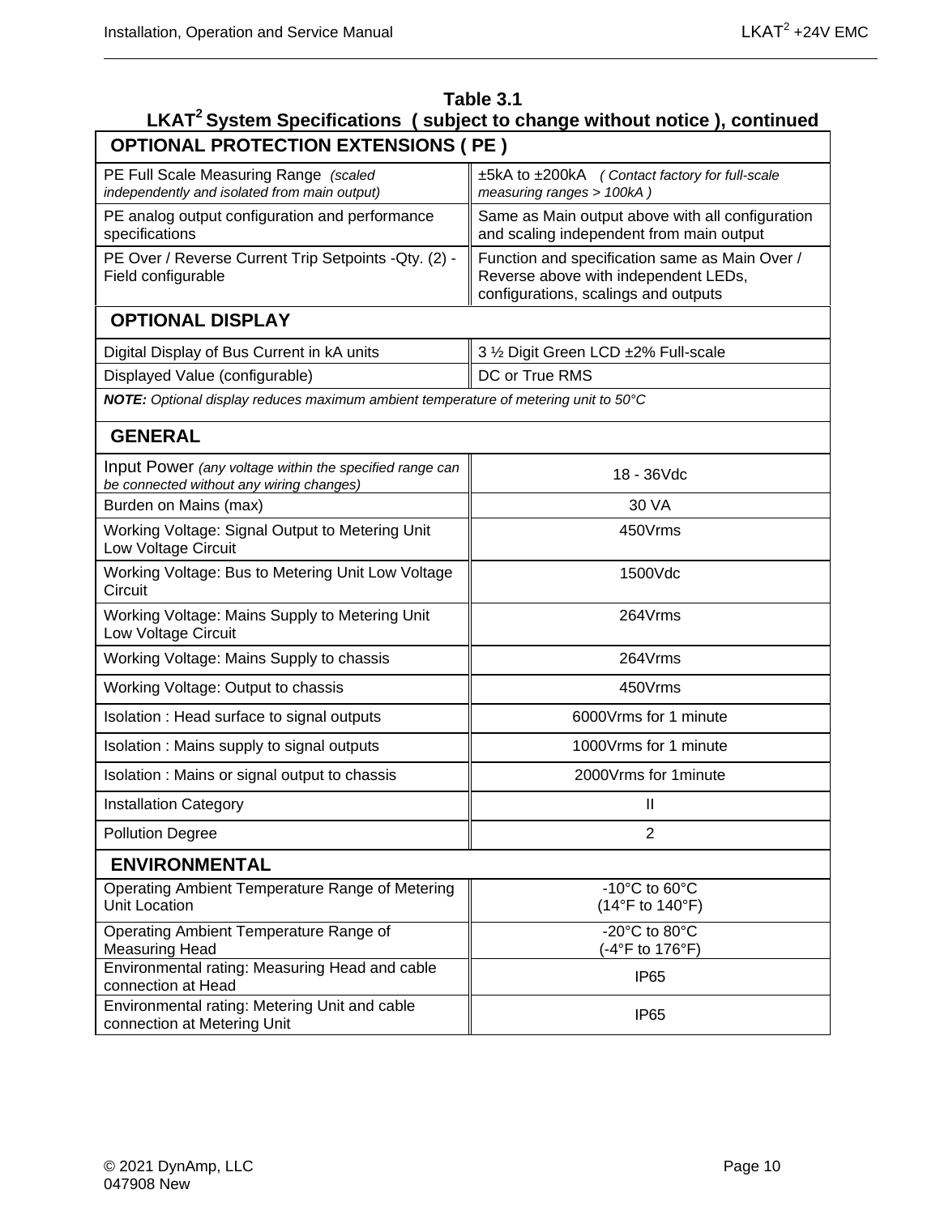**Table 3.1**
**LKAT[2] System Specifications ( subject to change without notice ), continued**

| **OPTIONAL PROTECTION EXTENSIONS ( PE )** | |
|---|---|
| PE Full Scale Measuring Range *(scaled independently and isolated from main output)* | ±5kA to ±200kA *( Contact factory for full-scale measuring ranges > 100kA )* |
| PE analog output configuration and performance specifications | Same as Main output above with all configuration and scaling independent from main output |
| PE Over / Reverse Current Trip Setpoints -Qty. (2) - Field configurable | Function and specification same as Main Over / Reverse above with independent LEDs, configurations, scalings and outputs |
| **OPTIONAL DISPLAY** | |
| Digital Display of Bus Current in kA units | 3 ½ Digit Green LCD ±2% Full-scale |
| Displayed Value (configurable) | DC or True RMS |
| ***NOTE:*** *Optional display reduces maximum ambient temperature of metering unit to 50°C* | |
| **GENERAL** | |
| Input Power *(any voltage within the specified range can be connected without any wiring changes)* | 18 - 36Vdc |
| Burden on Mains (max) | 30 VA |
| Working Voltage: Signal Output to Metering Unit Low Voltage Circuit | 450Vrms |
| Working Voltage: Bus to Metering Unit Low Voltage Circuit | 1500Vdc |
| Working Voltage: Mains Supply to Metering Unit Low Voltage Circuit | 264Vrms |
| Working Voltage: Mains Supply to chassis | 264Vrms |
| Working Voltage: Output to chassis | 450Vrms |
| Isolation : Head surface to signal outputs | 6000Vrms for 1 minute |
| Isolation : Mains supply to signal outputs | 1000Vrms for 1 minute |
| Isolation : Mains or signal output to chassis | 2000Vrms for 1minute |
| Installation Category | II |
| Pollution Degree | 2 |
| **ENVIRONMENTAL** | |
| Operating Ambient Temperature Range of Metering Unit Location | -10°C to 60°C (14°F to 140°F) |
| Operating Ambient Temperature Range of Measuring Head | -20°C to 80°C (-4°F to 176°F) |
| Environmental rating: Measuring Head and cable connection at Head | IP65 |
| Environmental rating: Metering Unit and cable connection at Metering Unit | IP65 |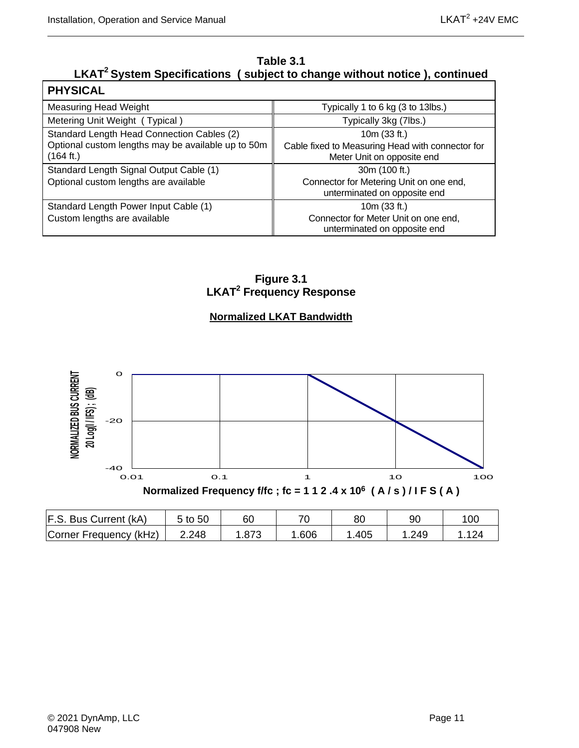**Table 3.1**
**LKAT² System Specifications ( subject to change without notice ), continued**

| PHYSICAL | |
|---|---|
| Measuring Head Weight | Typically 1 to 6 kg (3 to 13lbs.) |
| Metering Unit Weight ( Typical ) | Typically 3kg (7lbs.) |
| Standard Length Head Connection Cables (2) Optional custom lengths may be available up to 50m (164 ft.) | 10m (33 ft.) Cable fixed to Measuring Head with connector for Meter Unit on opposite end |
| Standard Length Signal Output Cable (1) Optional custom lengths are available | 30m (100 ft.) Connector for Metering Unit on one end, unterminated on opposite end |
| Standard Length Power Input Cable (1) Custom lengths are available | 10m (33 ft.) Connector for Meter Unit on one end, unterminated on opposite end |

**Figure 3.1**
**LKAT² Frequency Response**

**Normalized LKAT Bandwidth**

NORMALIZED BUS CURRENT 20 Log(I / IFS) ; (dB)

Normalized Frequency f/fc ; fc = 1 1 2 .4 x $10^6$ ( A / s ) / I F S ( A )

| F.S. Bus Current (kA) | 5 to 50 | 60 | 70 | 80 | 90 | 100 |
|---|---|---|---|---|---|---|
| Corner Frequency (kHz) | 2.248 | 1.873 | 1.606 | 1.405 | 1.249 | 1.124 |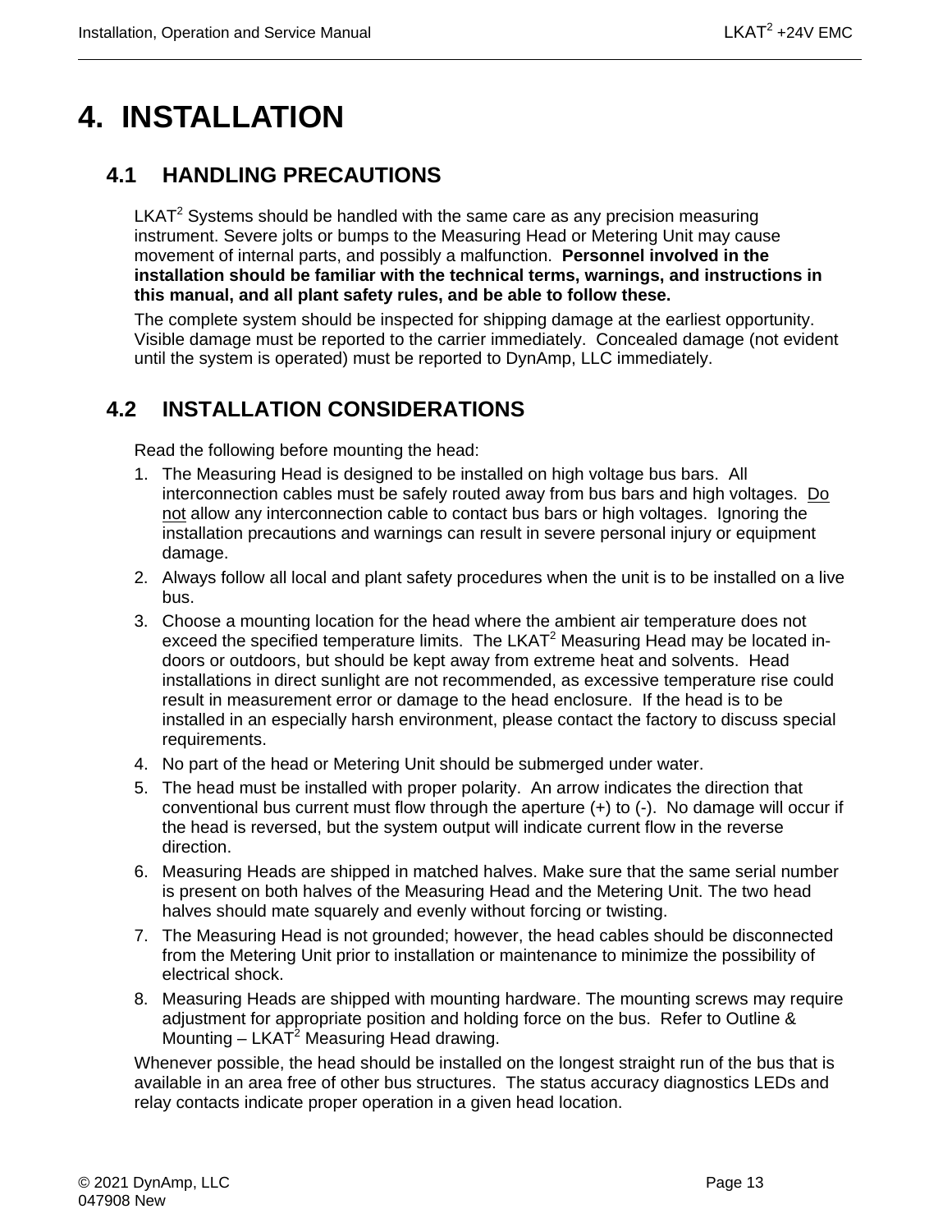# 4. INSTALLATION

## 4.1 HANDLING PRECAUTIONS

LKAT$^2$ Systems should be handled with the same care as any precision measuring instrument. Severe jolts or bumps to the Measuring Head or Metering Unit may cause movement of internal parts, and possibly a malfunction. **Personnel involved in the installation should be familiar with the technical terms, warnings, and instructions in this manual, and all plant safety rules, and be able to follow these.**

The complete system should be inspected for shipping damage at the earliest opportunity. Visible damage must be reported to the carrier immediately. Concealed damage (not evident until the system is operated) must be reported to DynAmp, LLC immediately.

## 4.2 INSTALLATION CONSIDERATIONS

Read the following before mounting the head:

1. The Measuring Head is designed to be installed on high voltage bus bars. All interconnection cables must be safely routed away from bus bars and high voltages. <u>Do not</u> allow any interconnection cable to contact bus bars or high voltages. Ignoring the installation precautions and warnings can result in severe personal injury or equipment damage.
2. Always follow all local and plant safety procedures when the unit is to be installed on a live bus.
3. Choose a mounting location for the head where the ambient air temperature does not exceed the specified temperature limits. The LKAT$^2$ Measuring Head may be located in-doors or outdoors, but should be kept away from extreme heat and solvents. Head installations in direct sunlight are not recommended, as excessive temperature rise could result in measurement error or damage to the head enclosure. If the head is to be installed in an especially harsh environment, please contact the factory to discuss special requirements.
4. No part of the head or Metering Unit should be submerged under water.
5. The head must be installed with proper polarity. An arrow indicates the direction that conventional bus current must flow through the aperture (+) to (-). No damage will occur if the head is reversed, but the system output will indicate current flow in the reverse direction.
6. Measuring Heads are shipped in matched halves. Make sure that the same serial number is present on both halves of the Measuring Head and the Metering Unit. The two head halves should mate squarely and evenly without forcing or twisting.
7. The Measuring Head is not grounded; however, the head cables should be disconnected from the Metering Unit prior to installation or maintenance to minimize the possibility of electrical shock.
8. Measuring Heads are shipped with mounting hardware. The mounting screws may require adjustment for appropriate position and holding force on the bus. Refer to Outline & Mounting – LKAT$^2$ Measuring Head drawing.

Whenever possible, the head should be installed on the longest straight run of the bus that is available in an area free of other bus structures. The status accuracy diagnostics LEDs and relay contacts indicate proper operation in a given head location.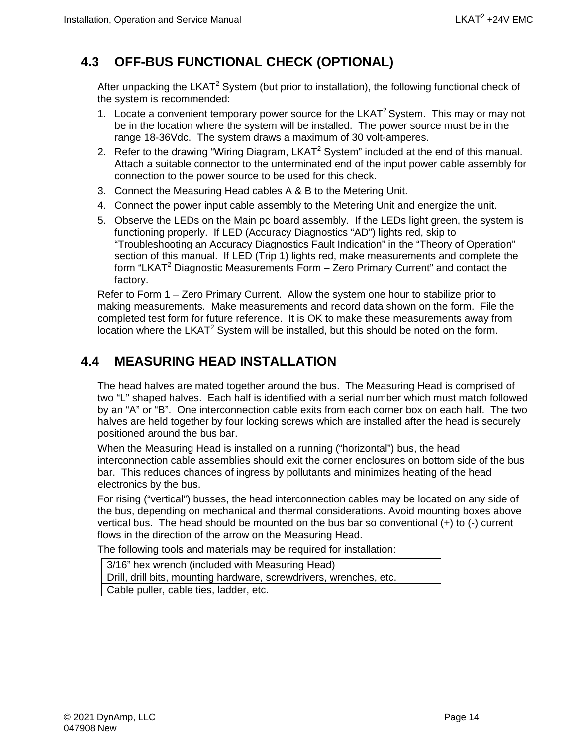## 4.3 OFF-BUS FUNCTIONAL CHECK (OPTIONAL)

After unpacking the LKAT[2] System (but prior to installation), the following functional check of the system is recommended:

1. Locate a convenient temporary power source for the LKAT[2] System. This may or may not be in the location where the system will be installed. The power source must be in the range 18-36Vdc. The system draws a maximum of 30 volt-amperes.
2. Refer to the drawing “Wiring Diagram, LKAT[2] System” included at the end of this manual. Attach a suitable connector to the unterminated end of the input power cable assembly for connection to the power source to be used for this check.
3. Connect the Measuring Head cables A & B to the Metering Unit.
4. Connect the power input cable assembly to the Metering Unit and energize the unit.
5. Observe the LEDs on the Main pc board assembly. If the LEDs light green, the system is functioning properly. If LED (Accuracy Diagnostics “AD”) lights red, skip to “Troubleshooting an Accuracy Diagnostics Fault Indication” in the “Theory of Operation” section of this manual. If LED (Trip 1) lights red, make measurements and complete the form “LKAT[2] Diagnostic Measurements Form – Zero Primary Current” and contact the factory.

Refer to Form 1 – Zero Primary Current. Allow the system one hour to stabilize prior to making measurements. Make measurements and record data shown on the form. File the completed test form for future reference. It is OK to make these measurements away from location where the LKAT[2] System will be installed, but this should be noted on the form.

## 4.4 MEASURING HEAD INSTALLATION

The head halves are mated together around the bus. The Measuring Head is comprised of two “L” shaped halves. Each half is identified with a serial number which must match followed by an “A” or “B”. One interconnection cable exits from each corner box on each half. The two halves are held together by four locking screws which are installed after the head is securely positioned around the bus bar.

When the Measuring Head is installed on a running (“horizontal”) bus, the head interconnection cable assemblies should exit the corner enclosures on bottom side of the bus bar. This reduces chances of ingress by pollutants and minimizes heating of the head electronics by the bus.

For rising (“vertical”) busses, the head interconnection cables may be located on any side of the bus, depending on mechanical and thermal considerations. Avoid mounting boxes above vertical bus. The head should be mounted on the bus bar so conventional (+) to (-) current flows in the direction of the arrow on the Measuring Head.

The following tools and materials may be required for installation:

| 3/16” hex wrench (included with Measuring Head) |
|---|
| Drill, drill bits, mounting hardware, screwdrivers, wrenches, etc. |
| Cable puller, cable ties, ladder, etc. |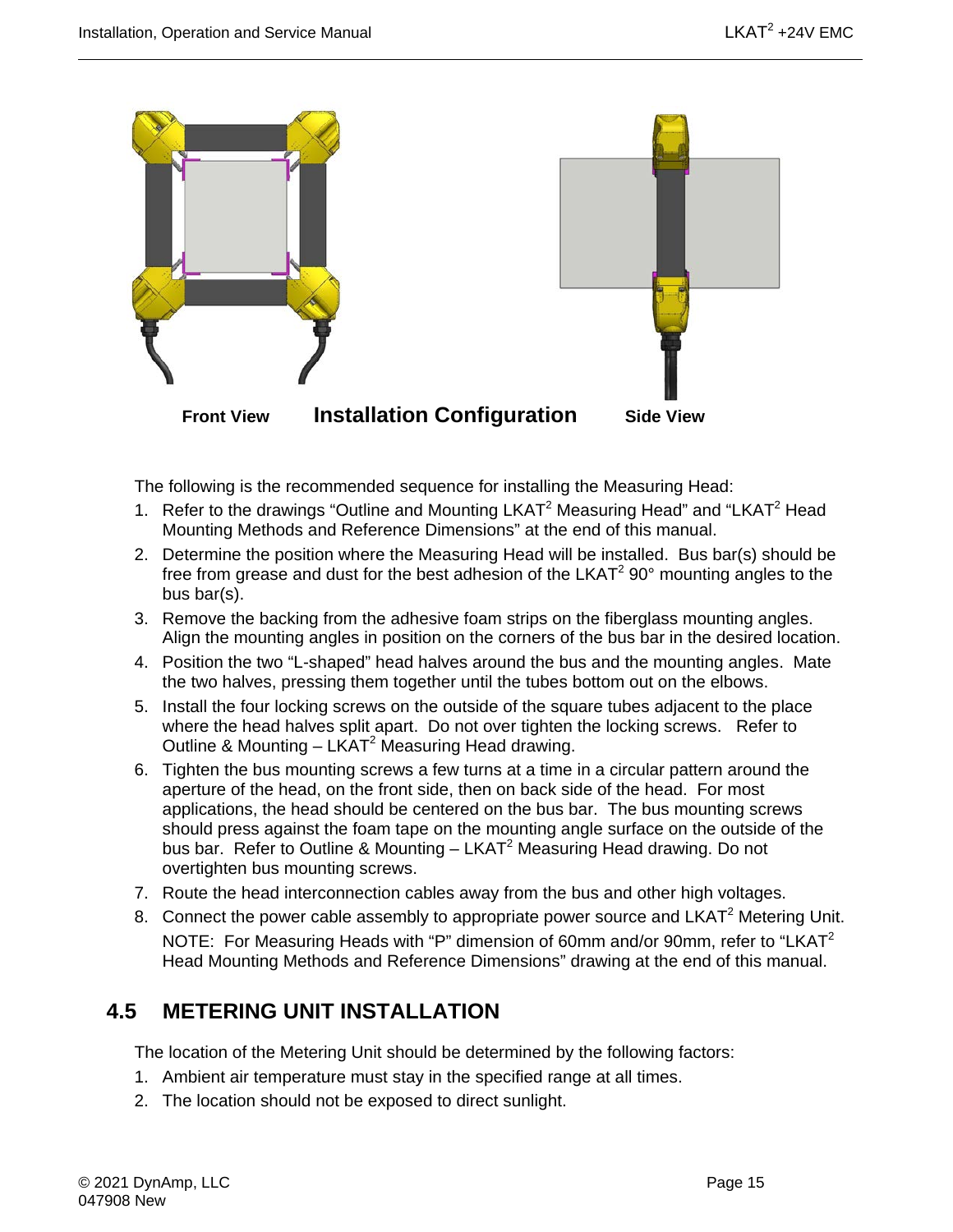Front View **Installation Configuration** Side View

The following is the recommended sequence for installing the Measuring Head:

1. Refer to the drawings "Outline and Mounting LKAT$^2$ Measuring Head" and "LKAT$^2$ Head Mounting Methods and Reference Dimensions" at the end of this manual.
2. Determine the position where the Measuring Head will be installed. Bus bar(s) should be free from grease and dust for the best adhesion of the LKAT$^2$ 90° mounting angles to the bus bar(s).
3. Remove the backing from the adhesive foam strips on the fiberglass mounting angles. Align the mounting angles in position on the corners of the bus bar in the desired location.
4. Position the two "L-shaped" head halves around the bus and the mounting angles. Mate the two halves, pressing them together until the tubes bottom out on the elbows.
5. Install the four locking screws on the outside of the square tubes adjacent to the place where the head halves split apart. Do not over tighten the locking screws. Refer to Outline & Mounting – LKAT$^2$ Measuring Head drawing.
6. Tighten the bus mounting screws a few turns at a time in a circular pattern around the aperture of the head, on the front side, then on back side of the head. For most applications, the head should be centered on the bus bar. The bus mounting screws should press against the foam tape on the mounting angle surface on the outside of the bus bar. Refer to Outline & Mounting – LKAT$^2$ Measuring Head drawing. Do not overtighten bus mounting screws.
7. Route the head interconnection cables away from the bus and other high voltages.
8. Connect the power cable assembly to appropriate power source and LKAT$^2$ Metering Unit.

   NOTE: For Measuring Heads with "P" dimension of 60mm and/or 90mm, refer to "LKAT$^2$ Head Mounting Methods and Reference Dimensions" drawing at the end of this manual.

## 4.5 METERING UNIT INSTALLATION

The location of the Metering Unit should be determined by the following factors:

1. Ambient air temperature must stay in the specified range at all times.
2. The location should not be exposed to direct sunlight.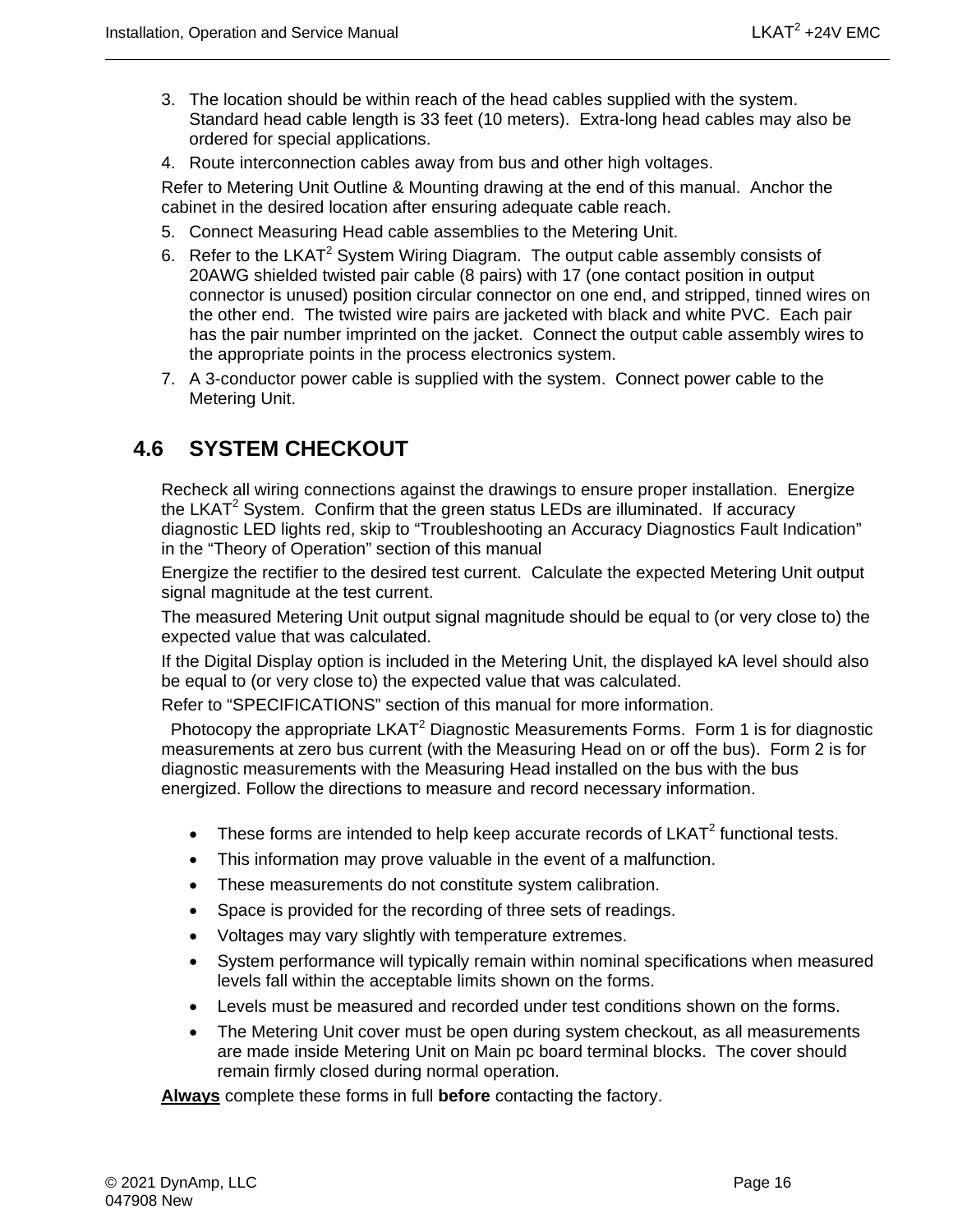3. The location should be within reach of the head cables supplied with the system. Standard head cable length is 33 feet (10 meters). Extra-long head cables may also be ordered for special applications.
4. Route interconnection cables away from bus and other high voltages.

Refer to Metering Unit Outline & Mounting drawing at the end of this manual. Anchor the cabinet in the desired location after ensuring adequate cable reach.

5. Connect Measuring Head cable assemblies to the Metering Unit.
6. Refer to the LKAT$^2$ System Wiring Diagram. The output cable assembly consists of 20AWG shielded twisted pair cable (8 pairs) with 17 (one contact position in output connector is unused) position circular connector on one end, and stripped, tinned wires on the other end. The twisted wire pairs are jacketed with black and white PVC. Each pair has the pair number imprinted on the jacket. Connect the output cable assembly wires to the appropriate points in the process electronics system.
7. A 3-conductor power cable is supplied with the system. Connect power cable to the Metering Unit.

## 4.6 SYSTEM CHECKOUT

Recheck all wiring connections against the drawings to ensure proper installation. Energize the LKAT$^2$ System. Confirm that the green status LEDs are illuminated. If accuracy diagnostic LED lights red, skip to "Troubleshooting an Accuracy Diagnostics Fault Indication" in the "Theory of Operation" section of this manual

Energize the rectifier to the desired test current. Calculate the expected Metering Unit output signal magnitude at the test current.

The measured Metering Unit output signal magnitude should be equal to (or very close to) the expected value that was calculated.

If the Digital Display option is included in the Metering Unit, the displayed kA level should also be equal to (or very close to) the expected value that was calculated.

Refer to "SPECIFICATIONS" section of this manual for more information.

Photocopy the appropriate LKAT$^2$ Diagnostic Measurements Forms. Form 1 is for diagnostic measurements at zero bus current (with the Measuring Head on or off the bus). Form 2 is for diagnostic measurements with the Measuring Head installed on the bus with the bus energized. Follow the directions to measure and record necessary information.

- These forms are intended to help keep accurate records of LKAT$^2$ functional tests.
- This information may prove valuable in the event of a malfunction.
- These measurements do not constitute system calibration.
- Space is provided for the recording of three sets of readings.
- Voltages may vary slightly with temperature extremes.
- System performance will typically remain within nominal specifications when measured levels fall within the acceptable limits shown on the forms.
- Levels must be measured and recorded under test conditions shown on the forms.
- The Metering Unit cover must be open during system checkout, as all measurements are made inside Metering Unit on Main pc board terminal blocks. The cover should remain firmly closed during normal operation.

**Always** complete these forms in full **before** contacting the factory.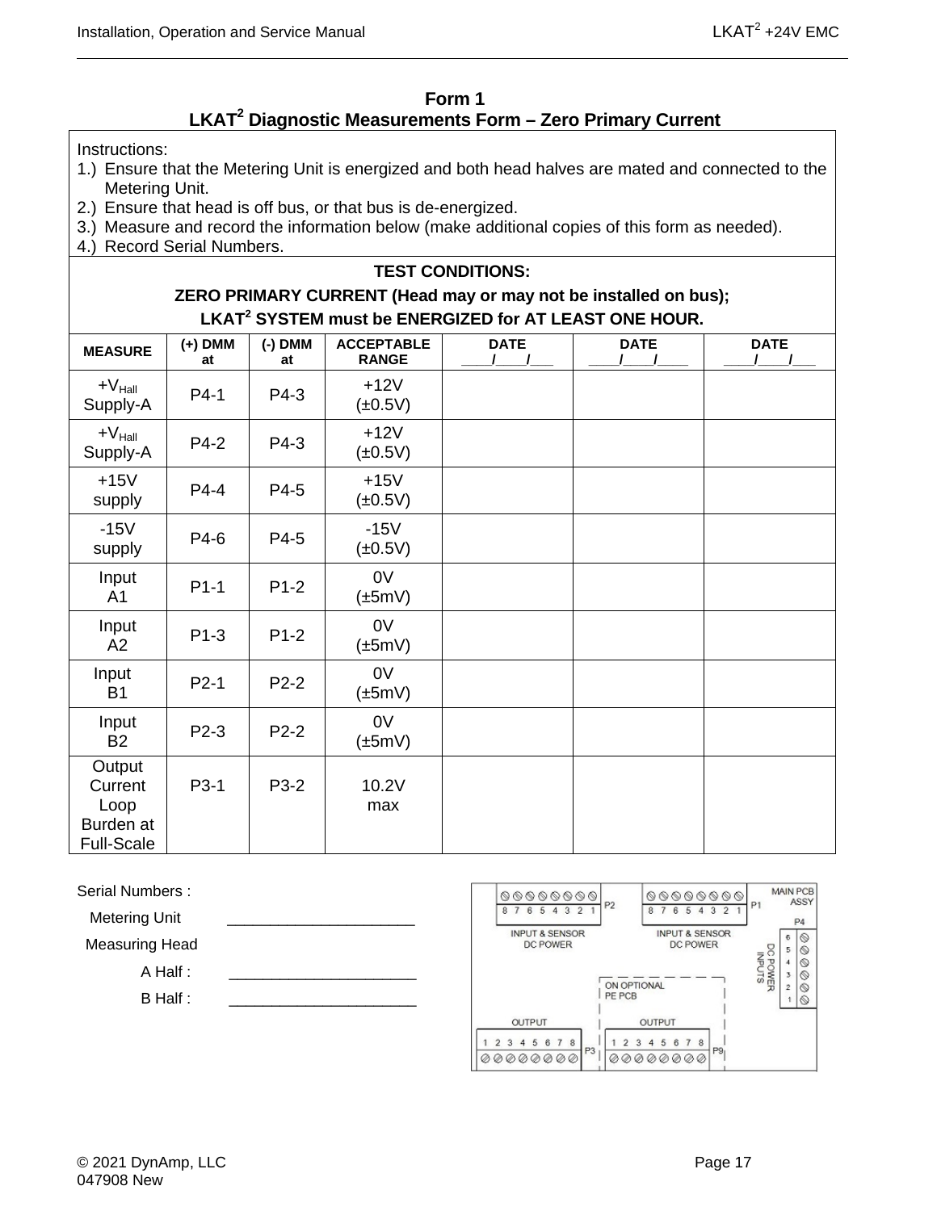## Form 1
## LKAT[2] Diagnostic Measurements Form – Zero Primary Current

Instructions:

1.) Ensure that the Metering Unit is energized and both head halves are mated and connected to the Metering Unit.
2.) Ensure that head is off bus, or that bus is de-energized.
3.) Measure and record the information below (make additional copies of this form as needed).
4.) Record Serial Numbers.

**TEST CONDITIONS:**

**ZERO PRIMARY CURRENT (Head may or may not be installed on bus);**

**LKAT[2] SYSTEM must be ENERGIZED for AT LEAST ONE HOUR.**

| MEASURE | (+) DMM at | (-) DMM at | ACCEPTABLE RANGE | DATE ____/____/___ | DATE ____/____/____ | DATE ____/____/___ |
|---|---|---|---|---|---|---|
| $+V_{Hall}$ Supply-A | P4-1 | P4-3 | +12V (±0.5V) | | | |
| $+V_{Hall}$ Supply-A | P4-2 | P4-3 | +12V (±0.5V) | | | |
| +15V supply | P4-4 | P4-5 | +15V (±0.5V) | | | |
| -15V supply | P4-6 | P4-5 | -15V (±0.5V) | | | |
| Input A1 | P1-1 | P1-2 | 0V (±5mV) | | | |
| Input A2 | P1-3 | P1-2 | 0V (±5mV) | | | |
| Input B1 | P2-1 | P2-2 | 0V (±5mV) | | | |
| Input B2 | P2-3 | P2-2 | 0V (±5mV) | | | |
| Output Current Loop Burden at Full-Scale | P3-1 | P3-2 | 10.2V max | | | |

Serial Numbers :

Metering Unit _______________________

Measuring Head

A Half : _______________________

B Half : _______________________

MAIN PCB ASSY

P2: 8 7 6 5 4 3 2 1 — INPUT & SENSOR DC POWER

P1: 8 7 6 5 4 3 2 1 — INPUT & SENSOR DC POWER

P4: 6 5 4 3 2 1 — DC POWER INPUTS

ON OPTIONAL PE PCB

OUTPUT P3: 1 2 3 4 5 6 7 8

OUTPUT P9: 1 2 3 4 5 6 7 8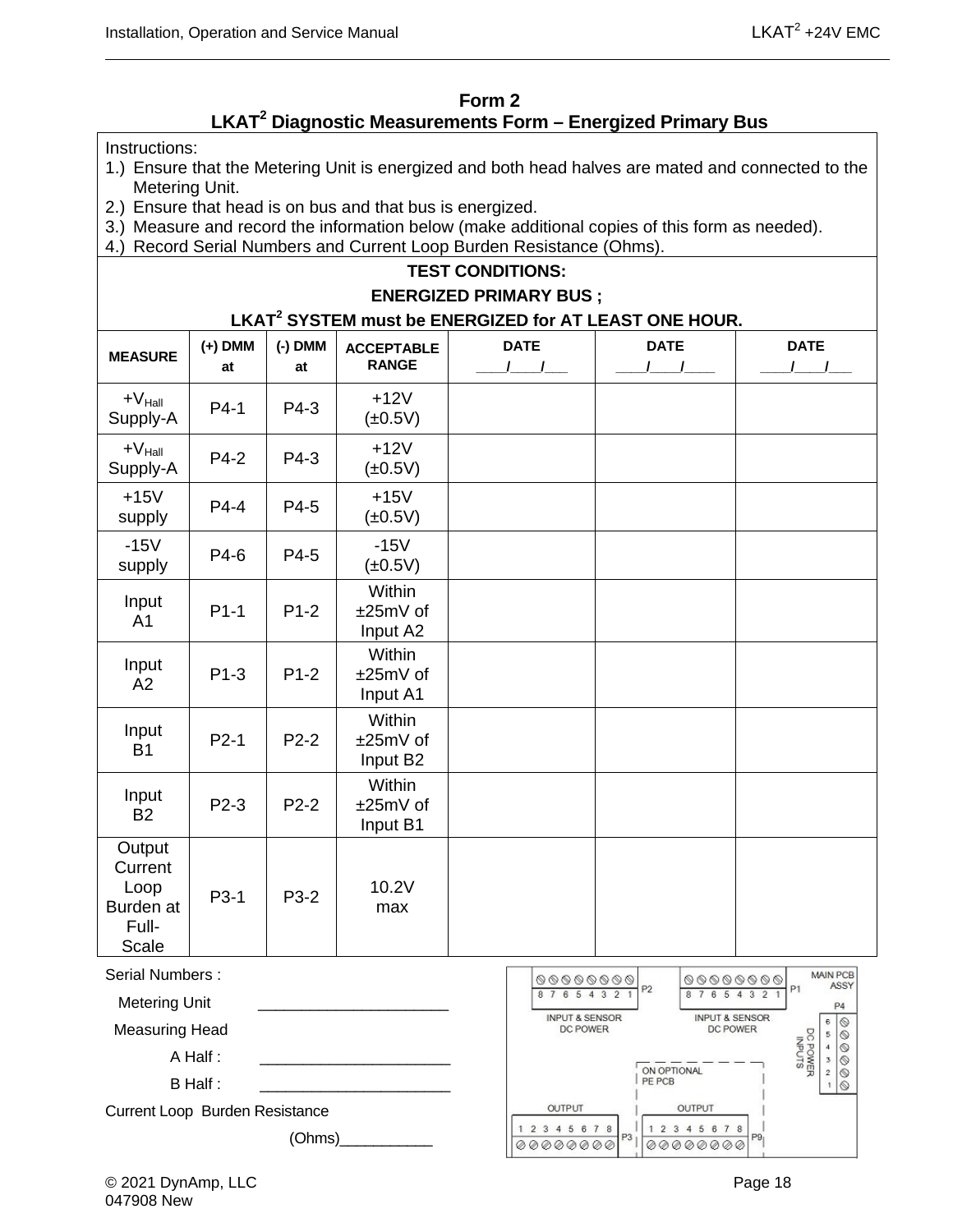## Form 2
## LKAT² Diagnostic Measurements Form – Energized Primary Bus

Instructions:

1.) Ensure that the Metering Unit is energized and both head halves are mated and connected to the Metering Unit.
2.) Ensure that head is on bus and that bus is energized.
3.) Measure and record the information below (make additional copies of this form as needed).
4.) Record Serial Numbers and Current Loop Burden Resistance (Ohms).

**TEST CONDITIONS:**

**ENERGIZED PRIMARY BUS ;**

**LKAT² SYSTEM must be ENERGIZED for AT LEAST ONE HOUR.**

| MEASURE | (+) DMM at | (-) DMM at | ACCEPTABLE RANGE | DATE ____/____/___ | DATE ____/____/____ | DATE ____/____/___ |
|---|---|---|---|---|---|---|
| $+V_{Hall}$ Supply-A | P4-1 | P4-3 | +12V (±0.5V) | | | |
| $+V_{Hall}$ Supply-A | P4-2 | P4-3 | +12V (±0.5V) | | | |
| +15V supply | P4-4 | P4-5 | +15V (±0.5V) | | | |
| -15V supply | P4-6 | P4-5 | -15V (±0.5V) | | | |
| Input A1 | P1-1 | P1-2 | Within ±25mV of Input A2 | | | |
| Input A2 | P1-3 | P1-2 | Within ±25mV of Input A1 | | | |
| Input B1 | P2-1 | P2-2 | Within ±25mV of Input B2 | | | |
| Input B2 | P2-3 | P2-2 | Within ±25mV of Input B1 | | | |
| Output Current Loop Burden at Full-Scale | P3-1 | P3-2 | 10.2V max | | | |

Serial Numbers :

Metering Unit ______________________

Measuring Head

A Half : ______________________

B Half : ______________________

Current Loop Burden Resistance

(Ohms)___________

MAIN PCB ASSY

P2: 8 7 6 5 4 3 2 1 — INPUT & SENSOR DC POWER

P1: 8 7 6 5 4 3 2 1 — INPUT & SENSOR DC POWER

P4: 6 5 4 3 2 1 — DC POWER INPUTS

ON OPTIONAL PE PCB

P3: OUTPUT 1 2 3 4 5 6 7 8

P9: OUTPUT 1 2 3 4 5 6 7 8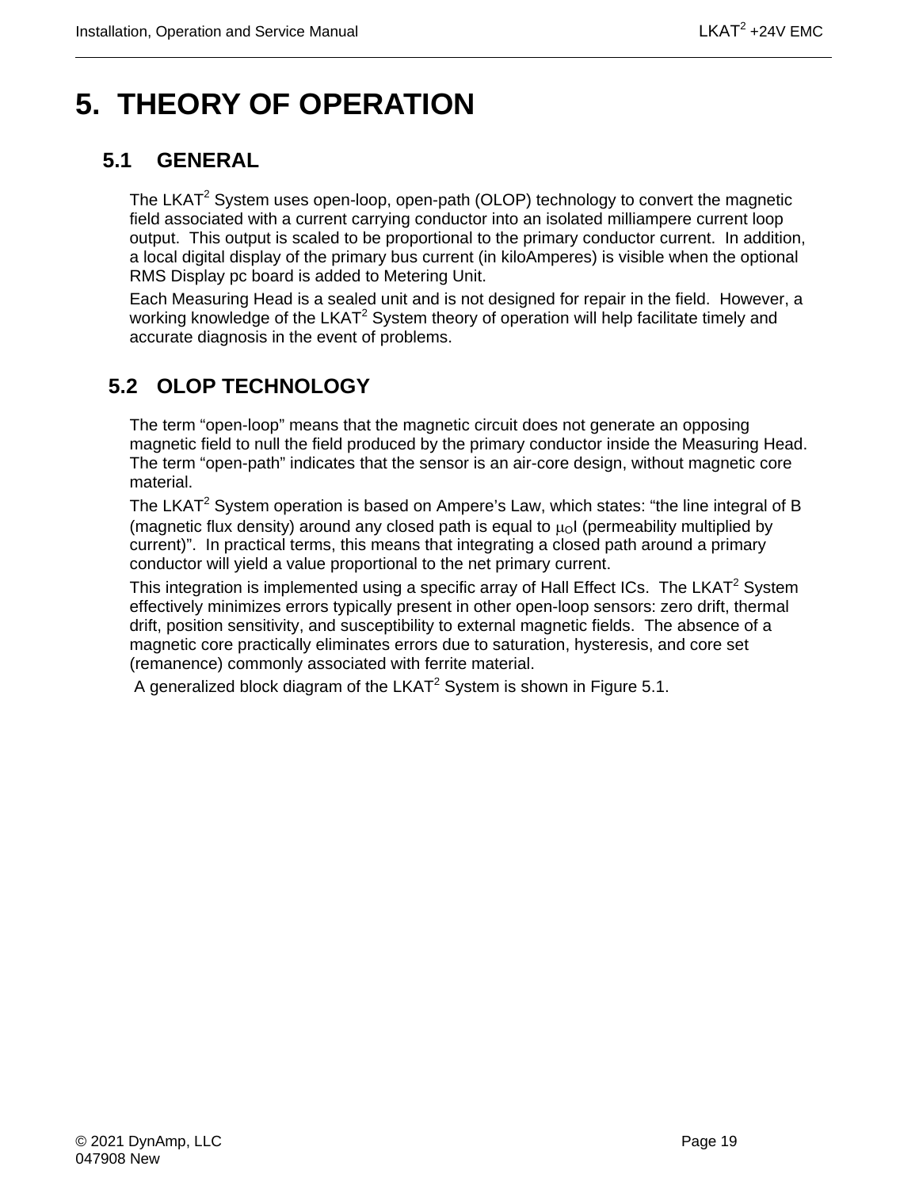# 5. THEORY OF OPERATION

## 5.1 GENERAL

The LKAT$^2$ System uses open-loop, open-path (OLOP) technology to convert the magnetic field associated with a current carrying conductor into an isolated milliampere current loop output. This output is scaled to be proportional to the primary conductor current. In addition, a local digital display of the primary bus current (in kiloAmperes) is visible when the optional RMS Display pc board is added to Metering Unit.

Each Measuring Head is a sealed unit and is not designed for repair in the field. However, a working knowledge of the LKAT$^2$ System theory of operation will help facilitate timely and accurate diagnosis in the event of problems.

## 5.2 OLOP TECHNOLOGY

The term “open-loop” means that the magnetic circuit does not generate an opposing magnetic field to null the field produced by the primary conductor inside the Measuring Head. The term “open-path” indicates that the sensor is an air-core design, without magnetic core material.

The LKAT$^2$ System operation is based on Ampere’s Law, which states: “the line integral of B (magnetic flux density) around any closed path is equal to $\mu_O I$ (permeability multiplied by current)”. In practical terms, this means that integrating a closed path around a primary conductor will yield a value proportional to the net primary current.

This integration is implemented using a specific array of Hall Effect ICs. The LKAT$^2$ System effectively minimizes errors typically present in other open-loop sensors: zero drift, thermal drift, position sensitivity, and susceptibility to external magnetic fields. The absence of a magnetic core practically eliminates errors due to saturation, hysteresis, and core set (remanence) commonly associated with ferrite material.

A generalized block diagram of the LKAT$^2$ System is shown in Figure 5.1.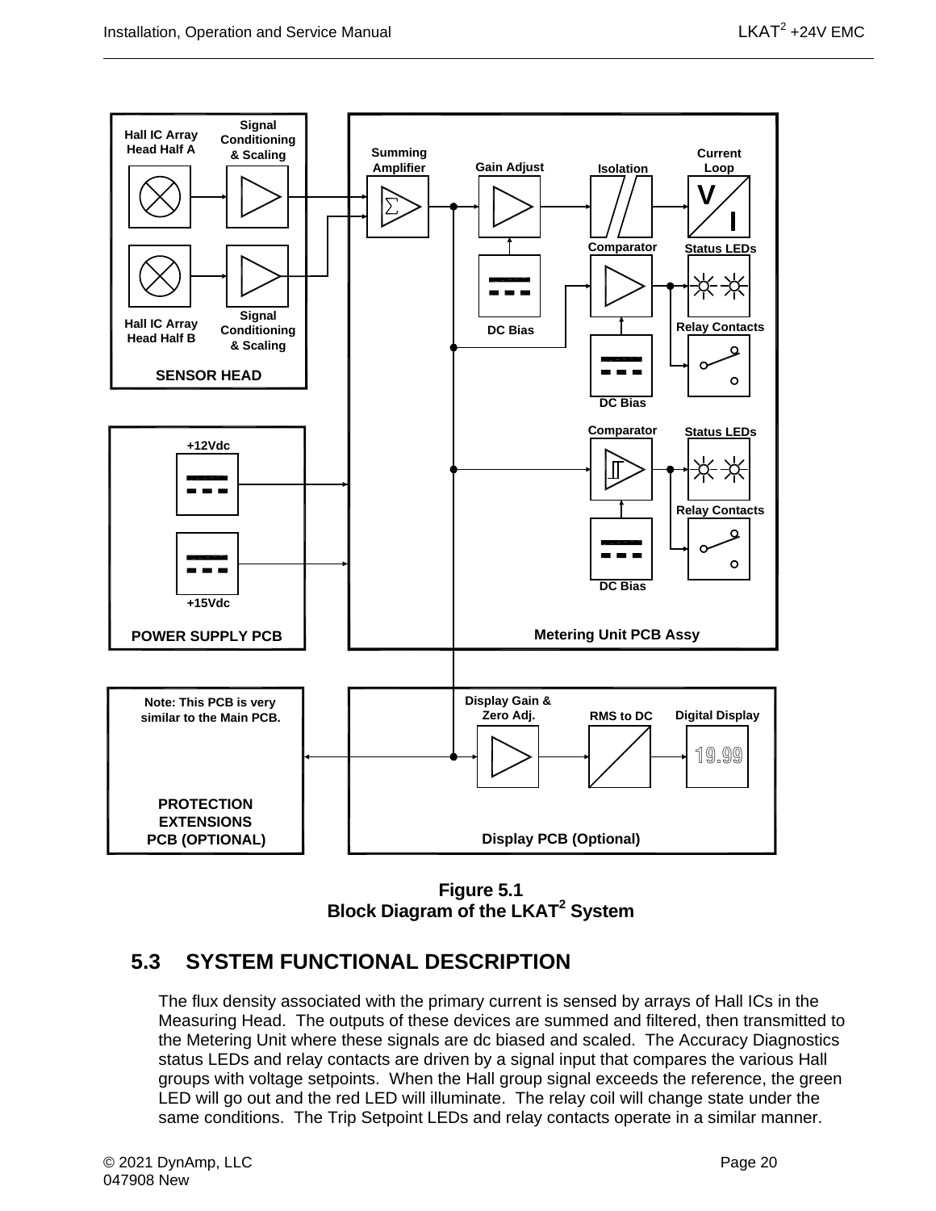Hall IC Array Head Half A

Signal Conditioning & Scaling

Hall IC Array Head Half B

Signal Conditioning & Scaling

SENSOR HEAD

Summing Amplifier

Gain Adjust

Isolation

Current Loop

DC Bias

Comparator

Status LEDs

Relay Contacts

DC Bias

Comparator

Status LEDs

Relay Contacts

DC Bias

Metering Unit PCB Assy

+12Vdc

+15Vdc

POWER SUPPLY PCB

Note: This PCB is very similar to the Main PCB.

PROTECTION EXTENSIONS PCB (OPTIONAL)

Display Gain & Zero Adj.

RMS to DC

Digital Display

19.99

Display PCB (Optional)

**Figure 5.1**
**Block Diagram of the LKAT$^2$ System**

## 5.3 SYSTEM FUNCTIONAL DESCRIPTION

The flux density associated with the primary current is sensed by arrays of Hall ICs in the Measuring Head. The outputs of these devices are summed and filtered, then transmitted to the Metering Unit where these signals are dc biased and scaled. The Accuracy Diagnostics status LEDs and relay contacts are driven by a signal input that compares the various Hall groups with voltage setpoints. When the Hall group signal exceeds the reference, the green LED will go out and the red LED will illuminate. The relay coil will change state under the same conditions. The Trip Setpoint LEDs and relay contacts operate in a similar manner.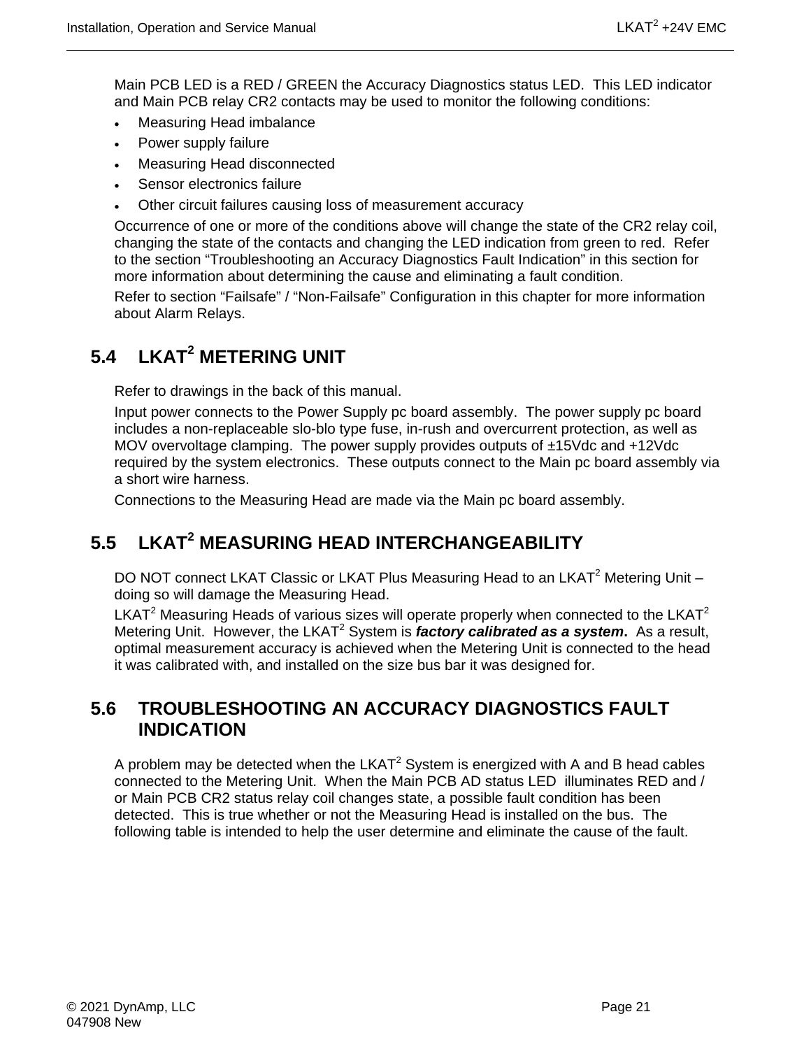Main PCB LED is a RED / GREEN the Accuracy Diagnostics status LED. This LED indicator and Main PCB relay CR2 contacts may be used to monitor the following conditions:

- Measuring Head imbalance
- Power supply failure
- Measuring Head disconnected
- Sensor electronics failure
- Other circuit failures causing loss of measurement accuracy

Occurrence of one or more of the conditions above will change the state of the CR2 relay coil, changing the state of the contacts and changing the LED indication from green to red. Refer to the section “Troubleshooting an Accuracy Diagnostics Fault Indication” in this section for more information about determining the cause and eliminating a fault condition.

Refer to section “Failsafe” / “Non-Failsafe” Configuration in this chapter for more information about Alarm Relays.

## 5.4 LKAT$^2$ METERING UNIT

Refer to drawings in the back of this manual.

Input power connects to the Power Supply pc board assembly. The power supply pc board includes a non-replaceable slo-blo type fuse, in-rush and overcurrent protection, as well as MOV overvoltage clamping. The power supply provides outputs of ±15Vdc and +12Vdc required by the system electronics. These outputs connect to the Main pc board assembly via a short wire harness.

Connections to the Measuring Head are made via the Main pc board assembly.

## 5.5 LKAT$^2$ MEASURING HEAD INTERCHANGEABILITY

DO NOT connect LKAT Classic or LKAT Plus Measuring Head to an LKAT$^2$ Metering Unit – doing so will damage the Measuring Head.

LKAT$^2$ Measuring Heads of various sizes will operate properly when connected to the LKAT$^2$ Metering Unit. However, the LKAT$^2$ System is ***factory calibrated as a system***. As a result, optimal measurement accuracy is achieved when the Metering Unit is connected to the head it was calibrated with, and installed on the size bus bar it was designed for.

## 5.6 TROUBLESHOOTING AN ACCURACY DIAGNOSTICS FAULT INDICATION

A problem may be detected when the LKAT$^2$ System is energized with A and B head cables connected to the Metering Unit. When the Main PCB AD status LED illuminates RED and / or Main PCB CR2 status relay coil changes state, a possible fault condition has been detected. This is true whether or not the Measuring Head is installed on the bus. The following table is intended to help the user determine and eliminate the cause of the fault.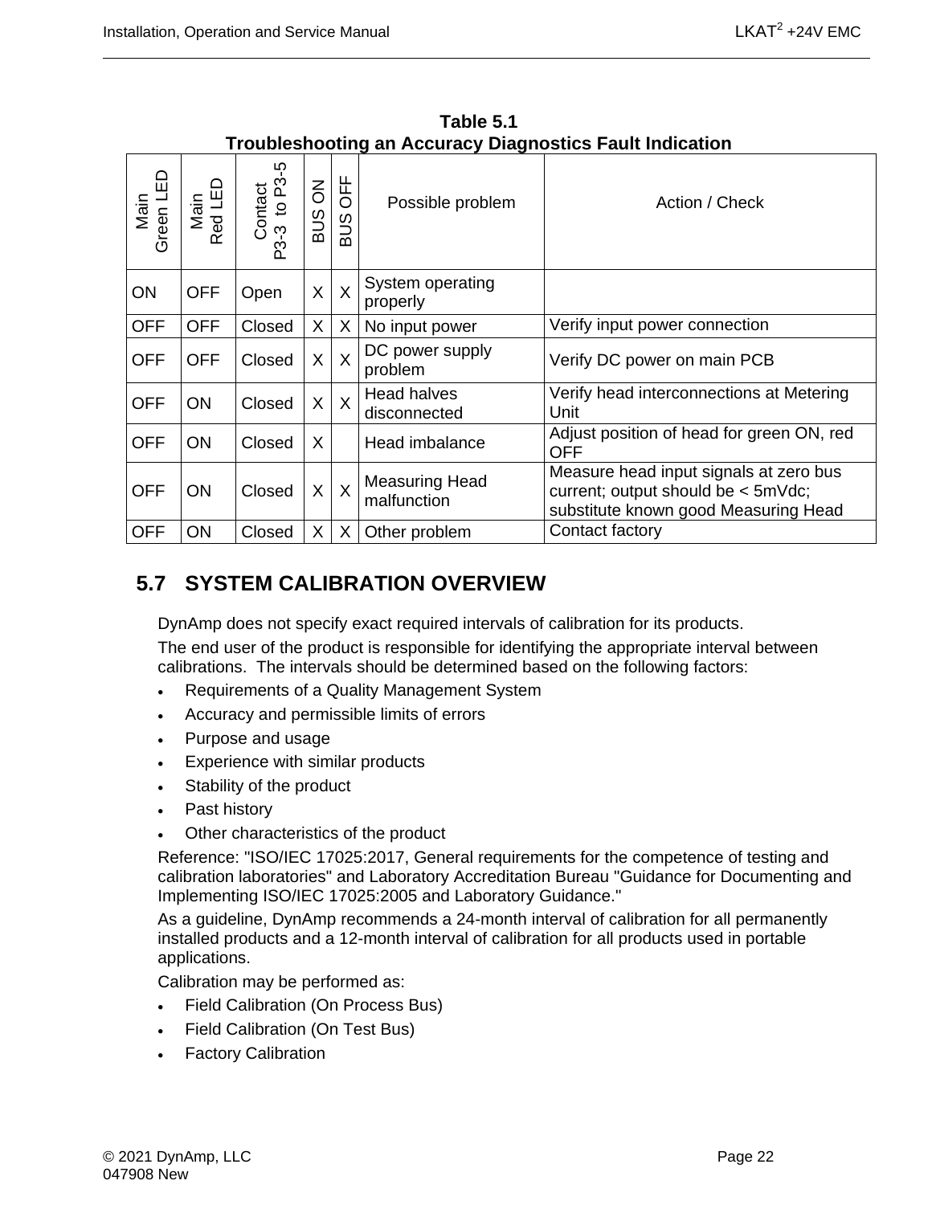**Table 5.1**
**Troubleshooting an Accuracy Diagnostics Fault Indication**

| Main Green LED | Main Red LED | Contact P3-3 to P3-5 | BUS ON | BUS OFF | Possible problem | Action / Check |
|---|---|---|---|---|---|---|
| ON | OFF | Open | X | X | System operating properly | |
| OFF | OFF | Closed | X | X | No input power | Verify input power connection |
| OFF | OFF | Closed | X | X | DC power supply problem | Verify DC power on main PCB |
| OFF | ON | Closed | X | X | Head halves disconnected | Verify head interconnections at Metering Unit |
| OFF | ON | Closed | X | | Head imbalance | Adjust position of head for green ON, red OFF |
| OFF | ON | Closed | X | X | Measuring Head malfunction | Measure head input signals at zero bus current; output should be < 5mVdc; substitute known good Measuring Head |
| OFF | ON | Closed | X | X | Other problem | Contact factory |

## 5.7 SYSTEM CALIBRATION OVERVIEW

DynAmp does not specify exact required intervals of calibration for its products.

The end user of the product is responsible for identifying the appropriate interval between calibrations. The intervals should be determined based on the following factors:

- Requirements of a Quality Management System
- Accuracy and permissible limits of errors
- Purpose and usage
- Experience with similar products
- Stability of the product
- Past history
- Other characteristics of the product

Reference: "ISO/IEC 17025:2017, General requirements for the competence of testing and calibration laboratories" and Laboratory Accreditation Bureau "Guidance for Documenting and Implementing ISO/IEC 17025:2005 and Laboratory Guidance."

As a guideline, DynAmp recommends a 24-month interval of calibration for all permanently installed products and a 12-month interval of calibration for all products used in portable applications.

Calibration may be performed as:

- Field Calibration (On Process Bus)
- Field Calibration (On Test Bus)
- Factory Calibration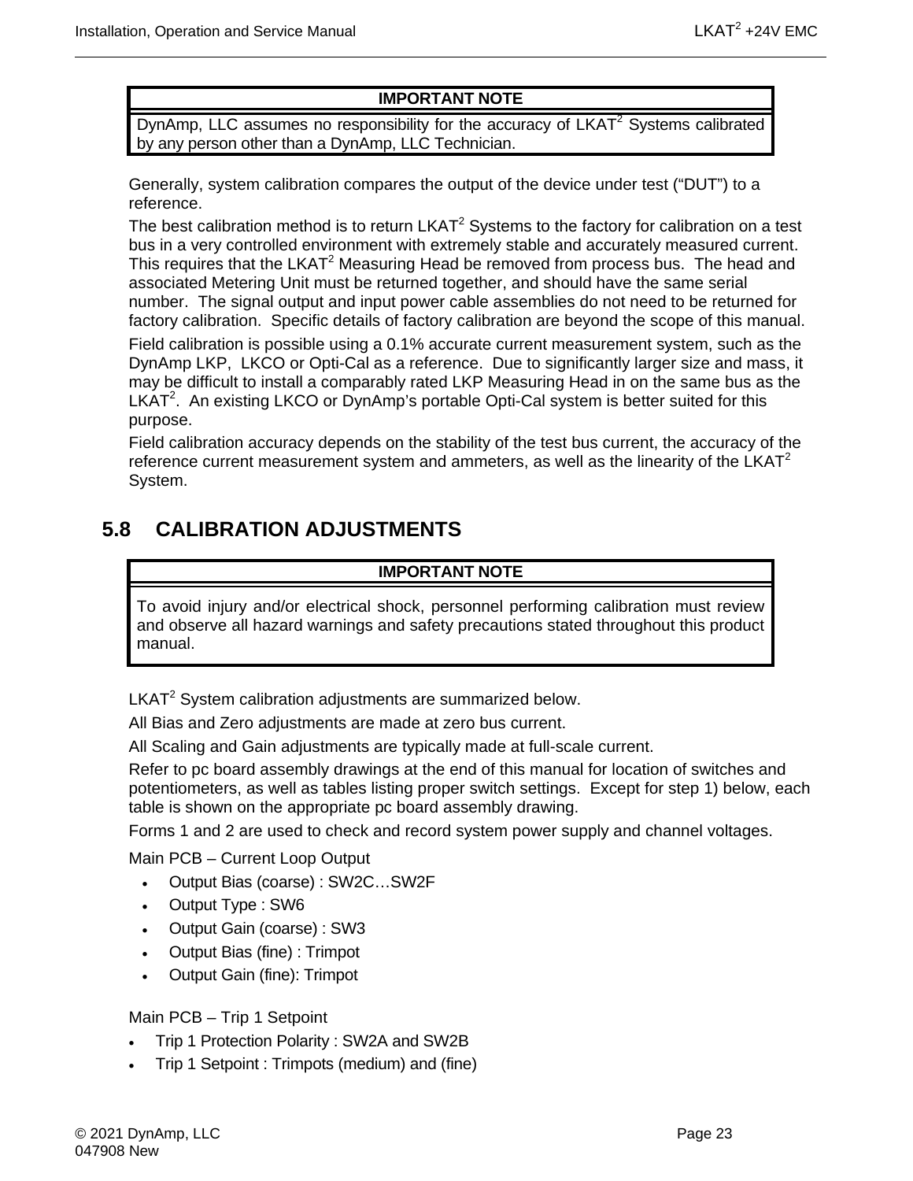| IMPORTANT NOTE |
| --- |
| DynAmp, LLC assumes no responsibility for the accuracy of LKAT$^2$ Systems calibrated by any person other than a DynAmp, LLC Technician. |

Generally, system calibration compares the output of the device under test (“DUT”) to a reference.

The best calibration method is to return LKAT$^2$ Systems to the factory for calibration on a test bus in a very controlled environment with extremely stable and accurately measured current. This requires that the LKAT$^2$ Measuring Head be removed from process bus. The head and associated Metering Unit must be returned together, and should have the same serial number. The signal output and input power cable assemblies do not need to be returned for factory calibration. Specific details of factory calibration are beyond the scope of this manual.

Field calibration is possible using a 0.1% accurate current measurement system, such as the DynAmp LKP, LKCO or Opti-Cal as a reference. Due to significantly larger size and mass, it may be difficult to install a comparably rated LKP Measuring Head in on the same bus as the LKAT$^2$. An existing LKCO or DynAmp’s portable Opti-Cal system is better suited for this purpose.

Field calibration accuracy depends on the stability of the test bus current, the accuracy of the reference current measurement system and ammeters, as well as the linearity of the LKAT$^2$ System.

## 5.8 CALIBRATION ADJUSTMENTS

| IMPORTANT NOTE |
| --- |
| To avoid injury and/or electrical shock, personnel performing calibration must review and observe all hazard warnings and safety precautions stated throughout this product manual. |

LKAT$^2$ System calibration adjustments are summarized below.

All Bias and Zero adjustments are made at zero bus current.

All Scaling and Gain adjustments are typically made at full-scale current.

Refer to pc board assembly drawings at the end of this manual for location of switches and potentiometers, as well as tables listing proper switch settings. Except for step 1) below, each table is shown on the appropriate pc board assembly drawing.

Forms 1 and 2 are used to check and record system power supply and channel voltages.

Main PCB – Current Loop Output

- Output Bias (coarse) : SW2C…SW2F
- Output Type : SW6
- Output Gain (coarse) : SW3
- Output Bias (fine) : Trimpot
- Output Gain (fine): Trimpot

Main PCB – Trip 1 Setpoint

- Trip 1 Protection Polarity : SW2A and SW2B
- Trip 1 Setpoint : Trimpots (medium) and (fine)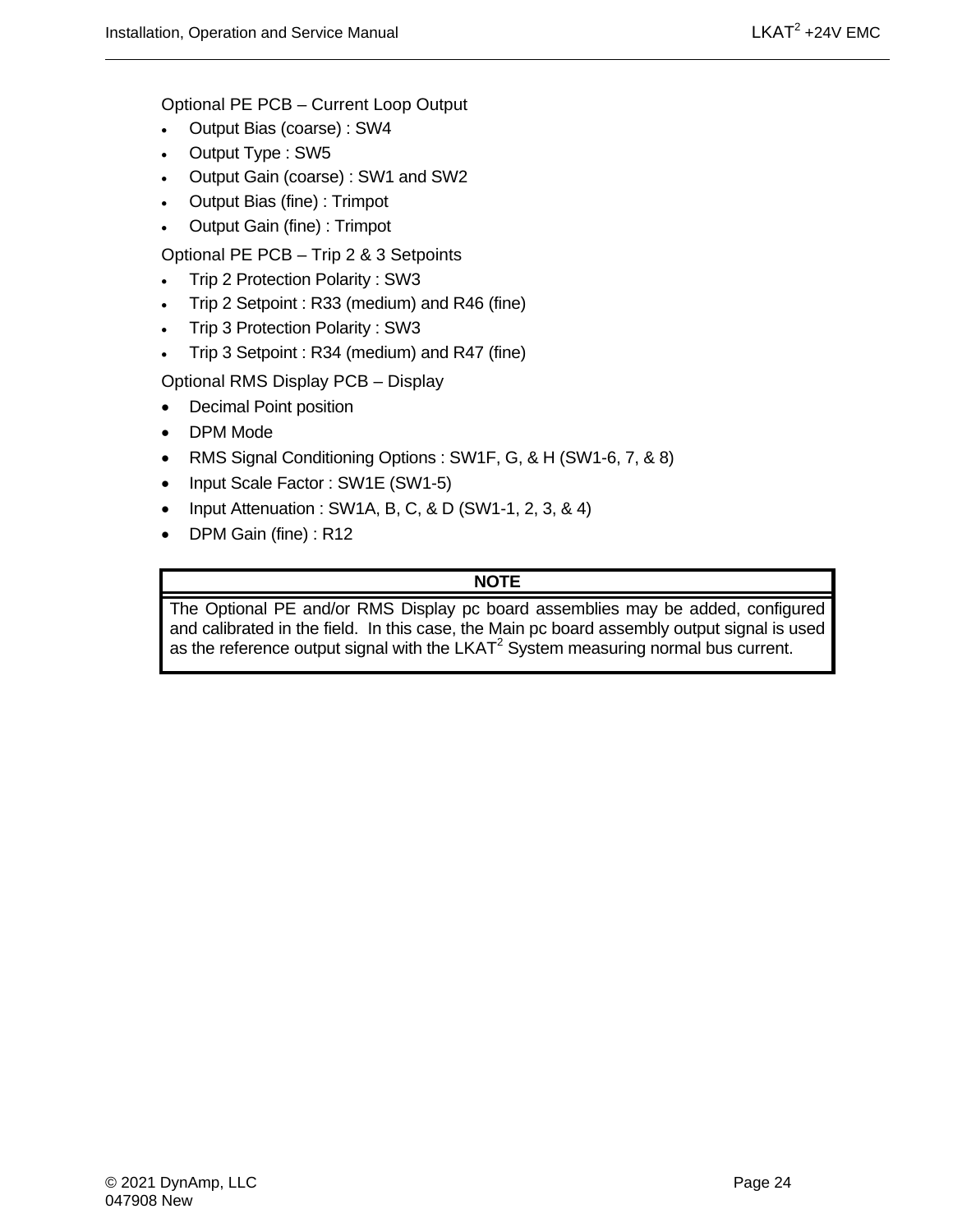Optional PE PCB – Current Loop Output

- Output Bias (coarse) : SW4
- Output Type : SW5
- Output Gain (coarse) : SW1 and SW2
- Output Bias (fine) : Trimpot
- Output Gain (fine) : Trimpot

Optional PE PCB – Trip 2 & 3 Setpoints

- Trip 2 Protection Polarity : SW3
- Trip 2 Setpoint : R33 (medium) and R46 (fine)
- Trip 3 Protection Polarity : SW3
- Trip 3 Setpoint : R34 (medium) and R47 (fine)

Optional RMS Display PCB – Display

- Decimal Point position
- DPM Mode
- RMS Signal Conditioning Options : SW1F, G, & H (SW1-6, 7, & 8)
- Input Scale Factor : SW1E (SW1-5)
- Input Attenuation : SW1A, B, C, & D (SW1-1, 2, 3, & 4)
- DPM Gain (fine) : R12

| NOTE |
|---|
| The Optional PE and/or RMS Display pc board assemblies may be added, configured and calibrated in the field. In this case, the Main pc board assembly output signal is used as the reference output signal with the LKAT$^2$ System measuring normal bus current. |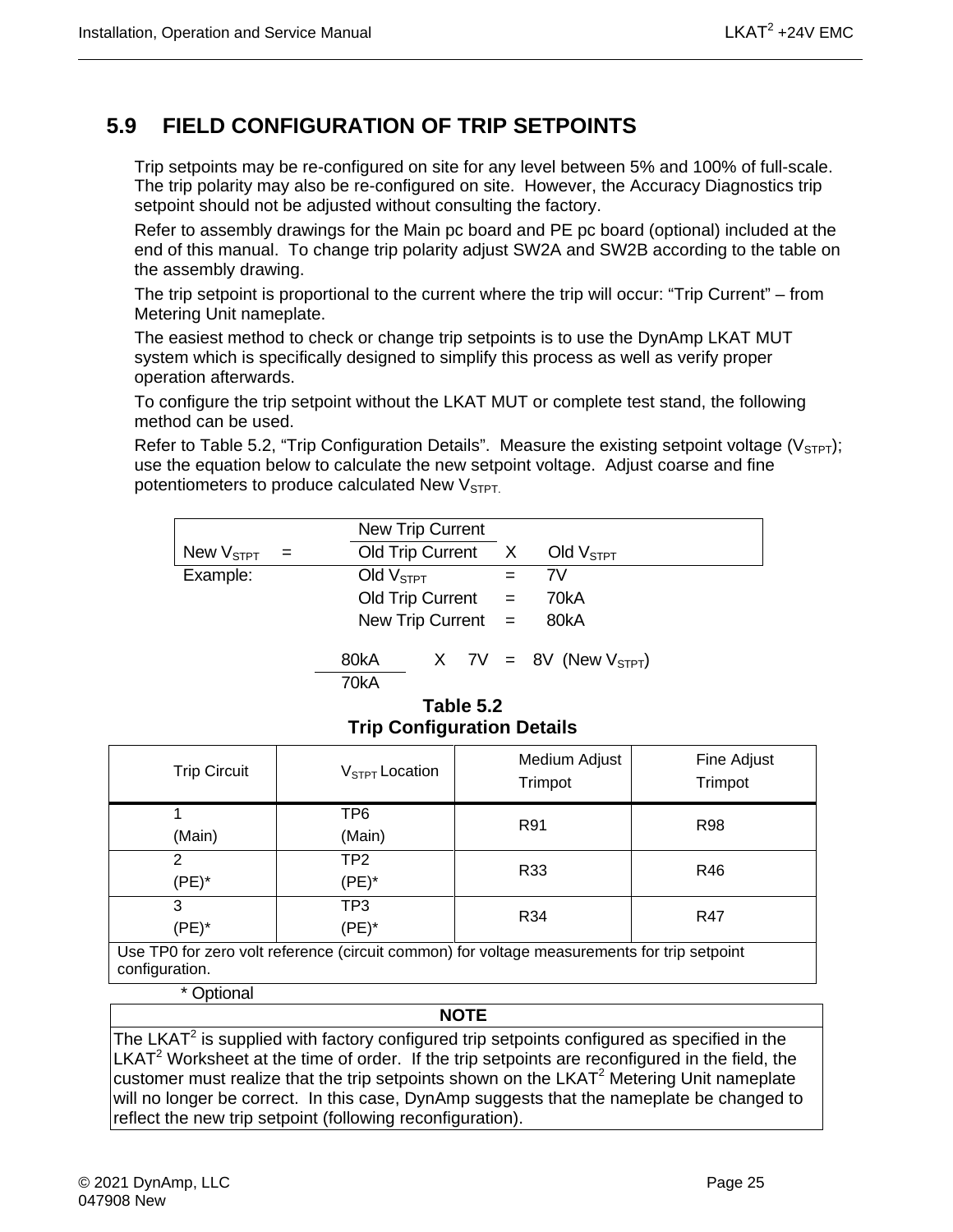## 5.9 FIELD CONFIGURATION OF TRIP SETPOINTS

Trip setpoints may be re-configured on site for any level between 5% and 100% of full-scale. The trip polarity may also be re-configured on site. However, the Accuracy Diagnostics trip setpoint should not be adjusted without consulting the factory.

Refer to assembly drawings for the Main pc board and PE pc board (optional) included at the end of this manual. To change trip polarity adjust SW2A and SW2B according to the table on the assembly drawing.

The trip setpoint is proportional to the current where the trip will occur: "Trip Current" – from Metering Unit nameplate.

The easiest method to check or change trip setpoints is to use the DynAmp LKAT MUT system which is specifically designed to simplify this process as well as verify proper operation afterwards.

To configure the trip setpoint without the LKAT MUT or complete test stand, the following method can be used.

Refer to Table 5.2, "Trip Configuration Details". Measure the existing setpoint voltage ($V_{STPT}$); use the equation below to calculate the new setpoint voltage. Adjust coarse and fine potentiometers to produce calculated New $V_{STPT}$.

$$\text{New } V_{STPT} = \frac{\text{New Trip Current}}{\text{Old Trip Current}} \times \text{Old } V_{STPT}$$

Example:

Old $V_{STPT}$ = 7V

Old Trip Current = 70kA

New Trip Current = 80kA

$$\frac{80kA}{70kA} \times 7V = 8V \text{ (New } V_{STPT})$$

**Table 5.2**
**Trip Configuration Details**

| Trip Circuit | $V_{STPT}$ Location | Medium Adjust Trimpot | Fine Adjust Trimpot |
|---|---|---|---|
| 1 (Main) | TP6 (Main) | R91 | R98 |
| 2 (PE)* | TP2 (PE)* | R33 | R46 |
| 3 (PE)* | TP3 (PE)* | R34 | R47 |
| Use TP0 for zero volt reference (circuit common) for voltage measurements for trip setpoint configuration. | | | |

\* Optional

| NOTE |
|---|
| The LKAT[2] is supplied with factory configured trip setpoints configured as specified in the LKAT[2] Worksheet at the time of order. If the trip setpoints are reconfigured in the field, the customer must realize that the trip setpoints shown on the LKAT[2] Metering Unit nameplate will no longer be correct. In this case, DynAmp suggests that the nameplate be changed to reflect the new trip setpoint (following reconfiguration). |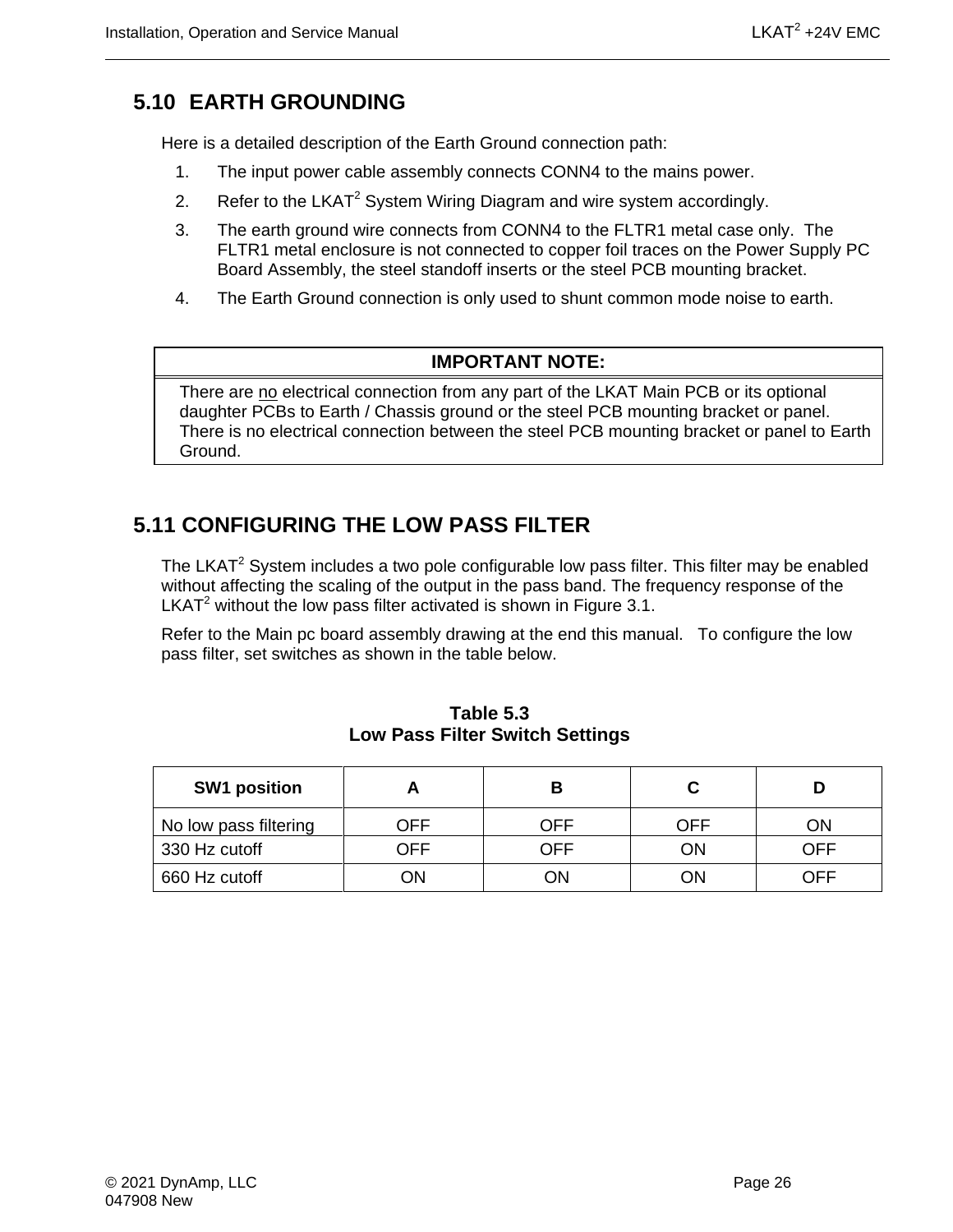## 5.10 EARTH GROUNDING

Here is a detailed description of the Earth Ground connection path:

1. The input power cable assembly connects CONN4 to the mains power.
2. Refer to the LKAT$^2$ System Wiring Diagram and wire system accordingly.
3. The earth ground wire connects from CONN4 to the FLTR1 metal case only. The FLTR1 metal enclosure is not connected to copper foil traces on the Power Supply PC Board Assembly, the steel standoff inserts or the steel PCB mounting bracket.
4. The Earth Ground connection is only used to shunt common mode noise to earth.

| IMPORTANT NOTE: |
|---|
| There are no electrical connection from any part of the LKAT Main PCB or its optional daughter PCBs to Earth / Chassis ground or the steel PCB mounting bracket or panel. There is no electrical connection between the steel PCB mounting bracket or panel to Earth Ground. |

## 5.11 CONFIGURING THE LOW PASS FILTER

The LKAT$^2$ System includes a two pole configurable low pass filter. This filter may be enabled without affecting the scaling of the output in the pass band. The frequency response of the LKAT$^2$ without the low pass filter activated is shown in Figure 3.1.

Refer to the Main pc board assembly drawing at the end this manual. To configure the low pass filter, set switches as shown in the table below.

**Table 5.3**
**Low Pass Filter Switch Settings**

| SW1 position | A | B | C | D |
|---|---|---|---|---|
| No low pass filtering | OFF | OFF | OFF | ON |
| 330 Hz cutoff | OFF | OFF | ON | OFF |
| 660 Hz cutoff | ON | ON | ON | OFF |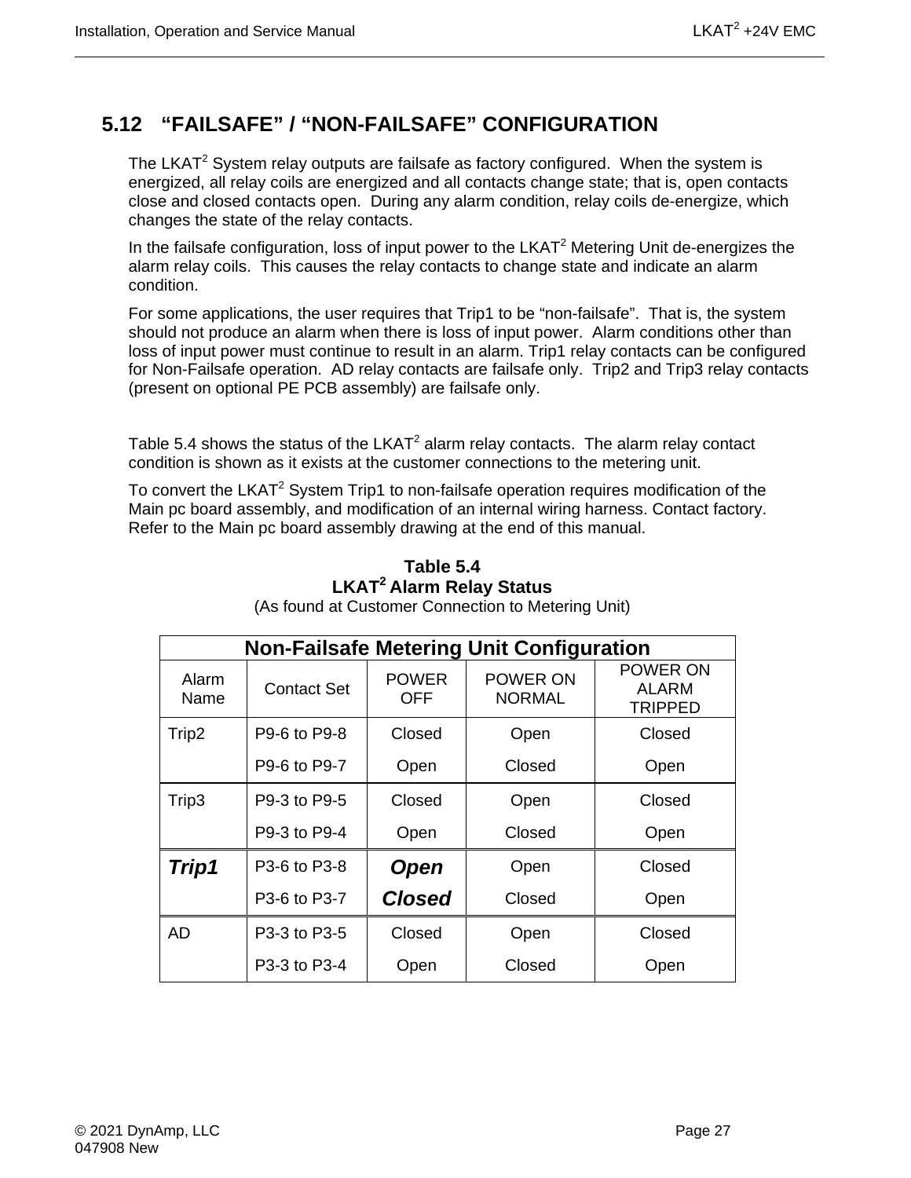## 5.12 "FAILSAFE" / "NON-FAILSAFE" CONFIGURATION

The LKAT$^2$ System relay outputs are failsafe as factory configured. When the system is energized, all relay coils are energized and all contacts change state; that is, open contacts close and closed contacts open. During any alarm condition, relay coils de-energize, which changes the state of the relay contacts.

In the failsafe configuration, loss of input power to the LKAT$^2$ Metering Unit de-energizes the alarm relay coils. This causes the relay contacts to change state and indicate an alarm condition.

For some applications, the user requires that Trip1 to be "non-failsafe". That is, the system should not produce an alarm when there is loss of input power. Alarm conditions other than loss of input power must continue to result in an alarm. Trip1 relay contacts can be configured for Non-Failsafe operation. AD relay contacts are failsafe only. Trip2 and Trip3 relay contacts (present on optional PE PCB assembly) are failsafe only.

Table 5.4 shows the status of the LKAT$^2$ alarm relay contacts. The alarm relay contact condition is shown as it exists at the customer connections to the metering unit.

To convert the LKAT$^2$ System Trip1 to non-failsafe operation requires modification of the Main pc board assembly, and modification of an internal wiring harness. Contact factory. Refer to the Main pc board assembly drawing at the end of this manual.

**Table 5.4**
**LKAT$^2$ Alarm Relay Status**
(As found at Customer Connection to Metering Unit)

| Non-Failsafe Metering Unit Configuration | | | | |
|---|---|---|---|---|
| Alarm Name | Contact Set | POWER OFF | POWER ON NORMAL | POWER ON ALARM TRIPPED |
| Trip2 | P9-6 to P9-8 | Closed | Open | Closed |
| | P9-6 to P9-7 | Open | Closed | Open |
| Trip3 | P9-3 to P9-5 | Closed | Open | Closed |
| | P9-3 to P9-4 | Open | Closed | Open |
| ***Trip1*** | P3-6 to P3-8 | ***Open*** | Open | Closed |
| | P3-6 to P3-7 | ***Closed*** | Closed | Open |
| AD | P3-3 to P3-5 | Closed | Open | Closed |
| | P3-3 to P3-4 | Open | Closed | Open |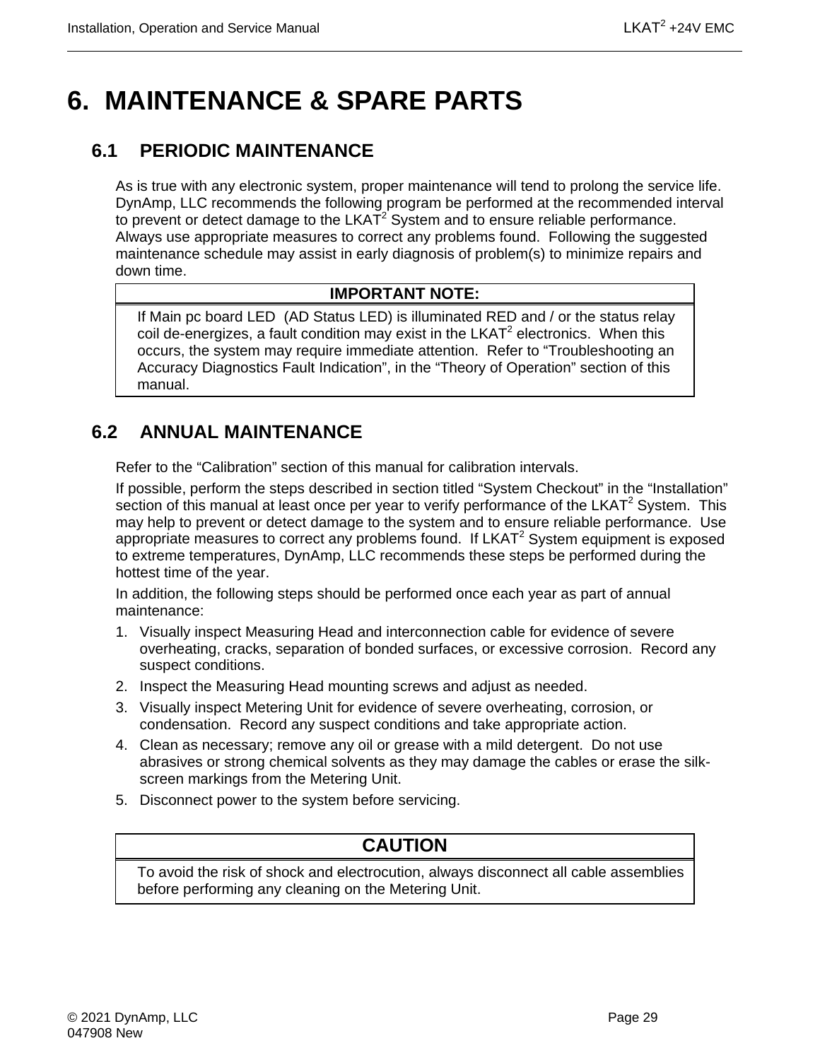# 6. MAINTENANCE & SPARE PARTS

## 6.1 PERIODIC MAINTENANCE

As is true with any electronic system, proper maintenance will tend to prolong the service life. DynAmp, LLC recommends the following program be performed at the recommended interval to prevent or detect damage to the LKAT$^2$ System and to ensure reliable performance. Always use appropriate measures to correct any problems found. Following the suggested maintenance schedule may assist in early diagnosis of problem(s) to minimize repairs and down time.

| IMPORTANT NOTE: |
|---|
| If Main pc board LED (AD Status LED) is illuminated RED and / or the status relay coil de-energizes, a fault condition may exist in the LKAT$^2$ electronics. When this occurs, the system may require immediate attention. Refer to "Troubleshooting an Accuracy Diagnostics Fault Indication", in the "Theory of Operation" section of this manual. |

## 6.2 ANNUAL MAINTENANCE

Refer to the "Calibration" section of this manual for calibration intervals.

If possible, perform the steps described in section titled "System Checkout" in the "Installation" section of this manual at least once per year to verify performance of the LKAT$^2$ System. This may help to prevent or detect damage to the system and to ensure reliable performance. Use appropriate measures to correct any problems found. If LKAT$^2$ System equipment is exposed to extreme temperatures, DynAmp, LLC recommends these steps be performed during the hottest time of the year.

In addition, the following steps should be performed once each year as part of annual maintenance:

1. Visually inspect Measuring Head and interconnection cable for evidence of severe overheating, cracks, separation of bonded surfaces, or excessive corrosion. Record any suspect conditions.
2. Inspect the Measuring Head mounting screws and adjust as needed.
3. Visually inspect Metering Unit for evidence of severe overheating, corrosion, or condensation. Record any suspect conditions and take appropriate action.
4. Clean as necessary; remove any oil or grease with a mild detergent. Do not use abrasives or strong chemical solvents as they may damage the cables or erase the silk-screen markings from the Metering Unit.
5. Disconnect power to the system before servicing.

| CAUTION |
|---|
| To avoid the risk of shock and electrocution, always disconnect all cable assemblies before performing any cleaning on the Metering Unit. |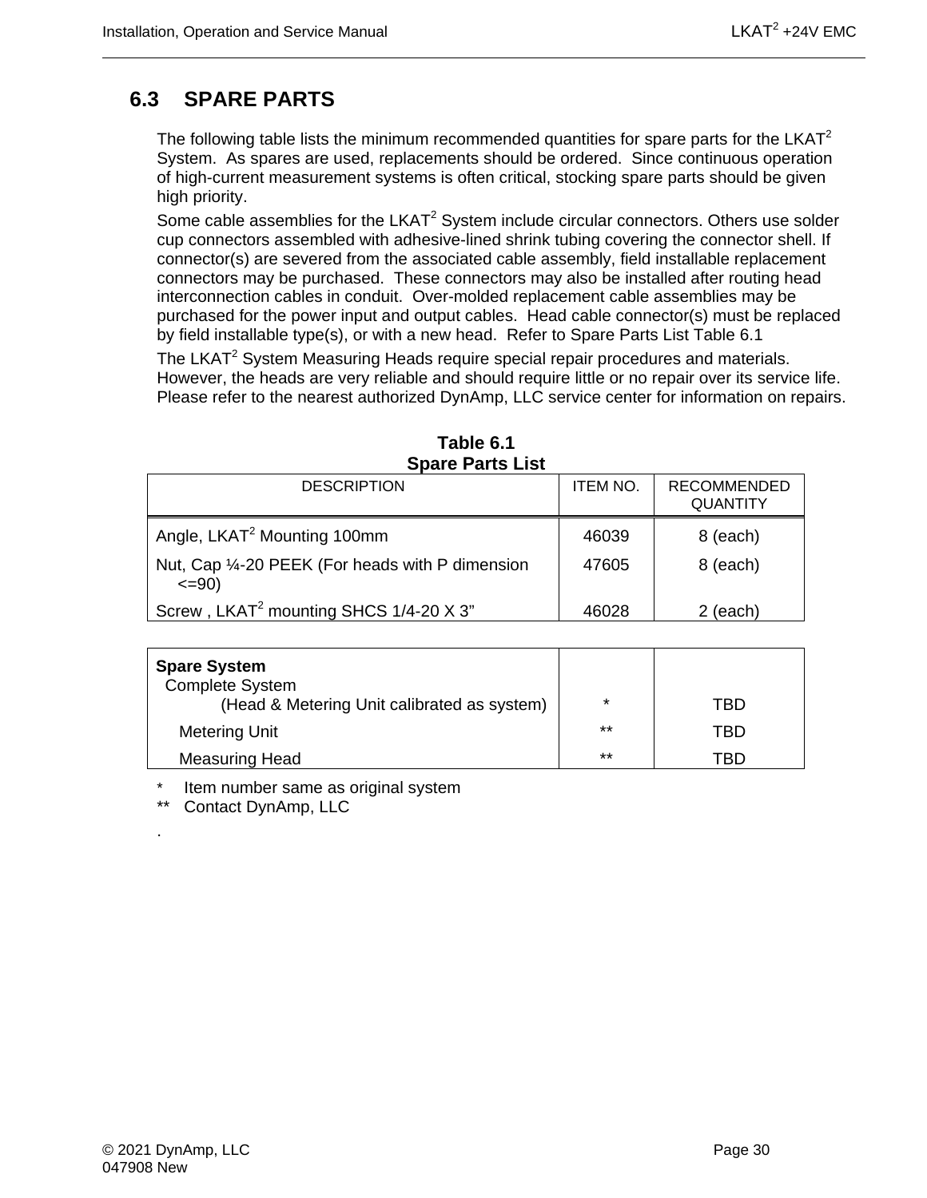## 6.3 SPARE PARTS

The following table lists the minimum recommended quantities for spare parts for the LKAT$^2$ System. As spares are used, replacements should be ordered. Since continuous operation of high-current measurement systems is often critical, stocking spare parts should be given high priority.

Some cable assemblies for the LKAT$^2$ System include circular connectors. Others use solder cup connectors assembled with adhesive-lined shrink tubing covering the connector shell. If connector(s) are severed from the associated cable assembly, field installable replacement connectors may be purchased. These connectors may also be installed after routing head interconnection cables in conduit. Over-molded replacement cable assemblies may be purchased for the power input and output cables. Head cable connector(s) must be replaced by field installable type(s), or with a new head. Refer to Spare Parts List Table 6.1

The LKAT$^2$ System Measuring Heads require special repair procedures and materials. However, the heads are very reliable and should require little or no repair over its service life. Please refer to the nearest authorized DynAmp, LLC service center for information on repairs.

**Table 6.1**
**Spare Parts List**

| DESCRIPTION | ITEM NO. | RECOMMENDED QUANTITY |
|---|---|---|
| Angle, LKAT$^2$ Mounting 100mm | 46039 | 8 (each) |
| Nut, Cap ¼-20 PEEK (For heads with P dimension <=90) | 47605 | 8 (each) |
| Screw , LKAT$^2$ mounting SHCS 1/4-20 X 3” | 46028 | 2 (each) |

| | | |
|---|---|---|
| **Spare System** Complete System (Head & Metering Unit calibrated as system) | * | TBD |
| Metering Unit | ** | TBD |
| Measuring Head | ** | TBD |

\* Item number same as original system
** Contact DynAmp, LLC

.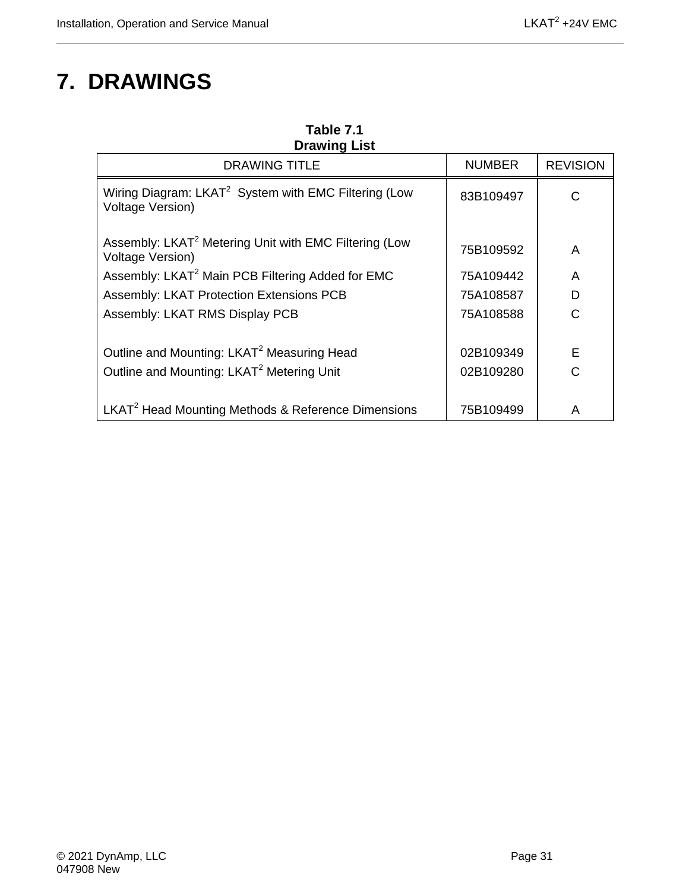# 7. DRAWINGS

**Table 7.1**
**Drawing List**

| DRAWING TITLE | NUMBER | REVISION |
|---|---|---|
| Wiring Diagram: LKAT[2] System with EMC Filtering (Low Voltage Version) | 83B109497 | C |
| Assembly: LKAT[2] Metering Unit with EMC Filtering (Low Voltage Version) | 75B109592 | A |
| Assembly: LKAT[2] Main PCB Filtering Added for EMC | 75A109442 | A |
| Assembly: LKAT Protection Extensions PCB | 75A108587 | D |
| Assembly: LKAT RMS Display PCB | 75A108588 | C |
| Outline and Mounting: LKAT[2] Measuring Head | 02B109349 | E |
| Outline and Mounting: LKAT[2] Metering Unit | 02B109280 | C |
| LKAT[2] Head Mounting Methods & Reference Dimensions | 75B109499 | A |